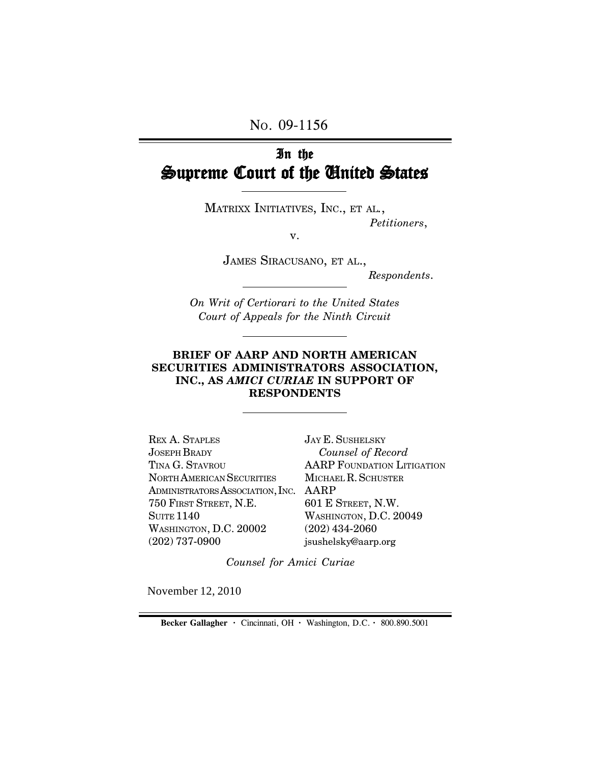No. 09-1156

# In the Supreme Court of the United States

MATRIXX INITIATIVES, INC., ET AL.,

*Petitioners*,

v.

JAMES SIRACUSANO, ET AL.,

*Respondents*.

*On Writ of Certiorari to the United States Court of Appeals for the Ninth Circuit*

**BRIEF OF AARP AND NORTH AMERICAN SECURITIES ADMINISTRATORS ASSOCIATION, INC., AS *AMICI CURIAE* IN SUPPORT OF RESPONDENTS**

REX A. STAPLES
JOSEPH BRADY
TINA G. STAVROU
NORTH AMERICAN SECURITIES ADMINISTRATORS ASSOCIATION, INC.
750 FIRST STREET, N.E.
SUITE 1140
WASHINGTON, D.C. 20002
(202) 737-0900

JAY E. SUSHELSKY
*Counsel of Record*
AARP FOUNDATION LITIGATION
MICHAEL R. SCHUSTER
AARP
601 E STREET, N.W.
WASHINGTON, D.C. 20049
(202) 434-2060
jsushelsky@aarp.org

*Counsel for Amici Curiae*

November 12, 2010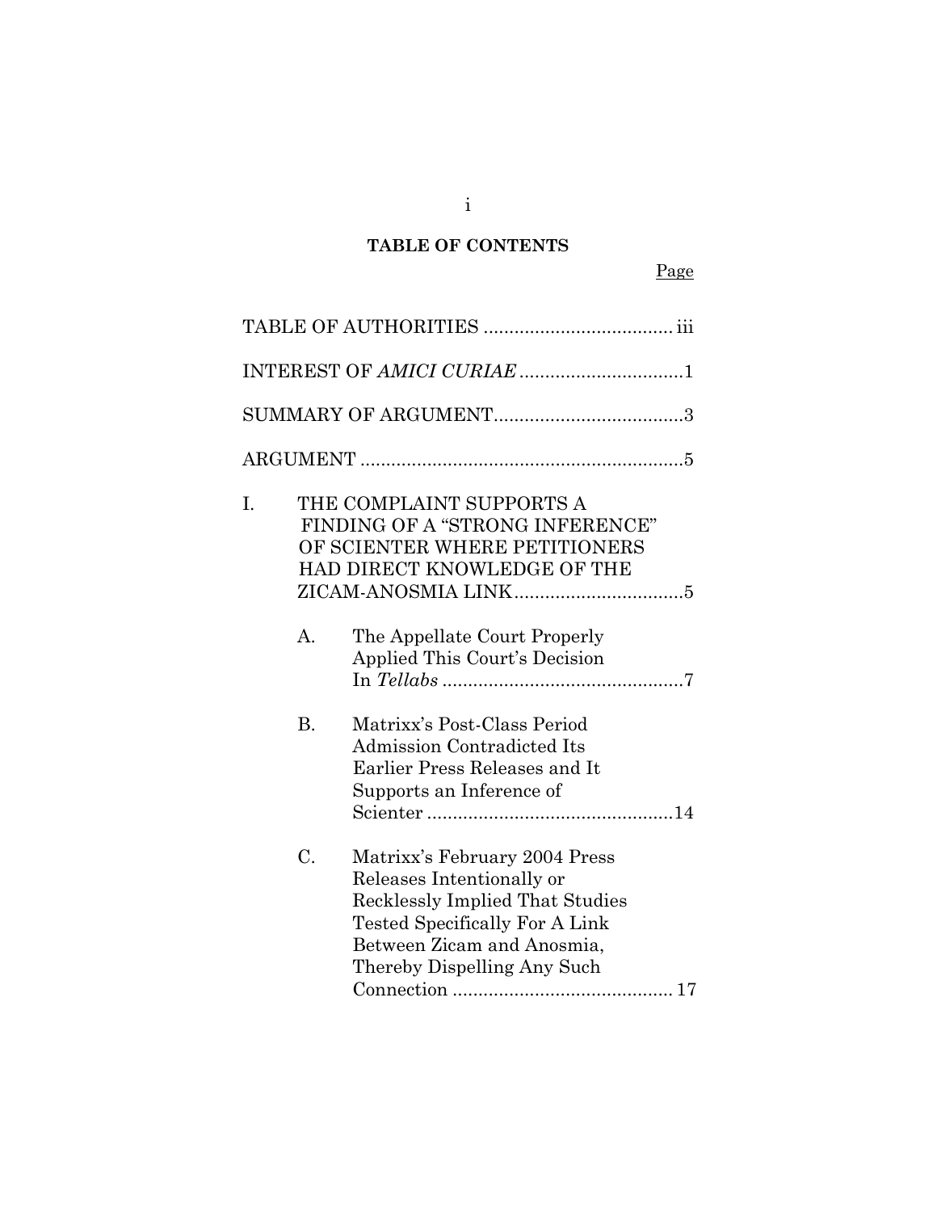## TABLE OF CONTENTS

Page

TABLE OF AUTHORITIES .................................... iii

INTEREST OF *AMICI CURIAE* ...............................1

SUMMARY OF ARGUMENT....................................3

ARGUMENT ..............................................................5

I. THE COMPLAINT SUPPORTS A FINDING OF A "STRONG INFERENCE" OF SCIENTER WHERE PETITIONERS HAD DIRECT KNOWLEDGE OF THE ZICAM-ANOSMIA LINK................................5

   A. The Appellate Court Properly Applied This Court's Decision In *Tellabs* ..............................................7

   B. Matrixx's Post-Class Period Admission Contradicted Its Earlier Press Releases and It Supports an Inference of Scienter ...............................................14

   C. Matrixx's February 2004 Press Releases Intentionally or Recklessly Implied That Studies Tested Specifically For A Link Between Zicam and Anosmia, Thereby Dispelling Any Such Connection .......................................... 17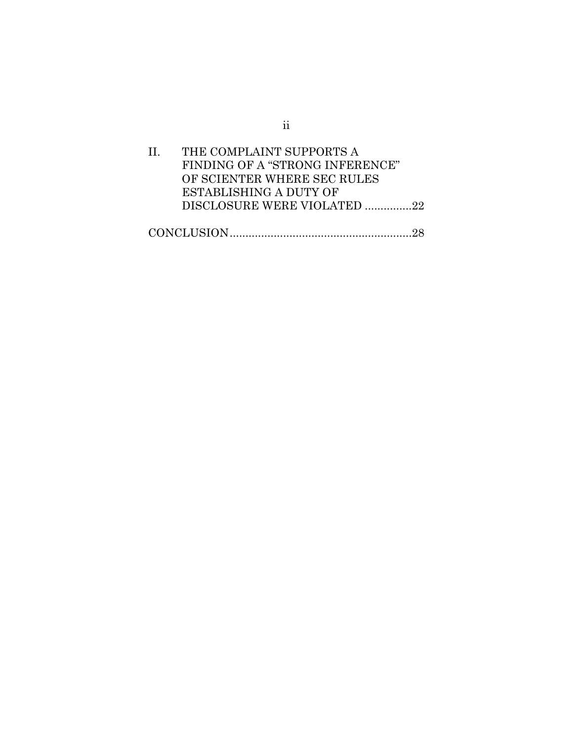II. THE COMPLAINT SUPPORTS A FINDING OF A "STRONG INFERENCE" OF SCIENTER WHERE SEC RULES ESTABLISHING A DUTY OF DISCLOSURE WERE VIOLATED ...............22

CONCLUSION..........................................................28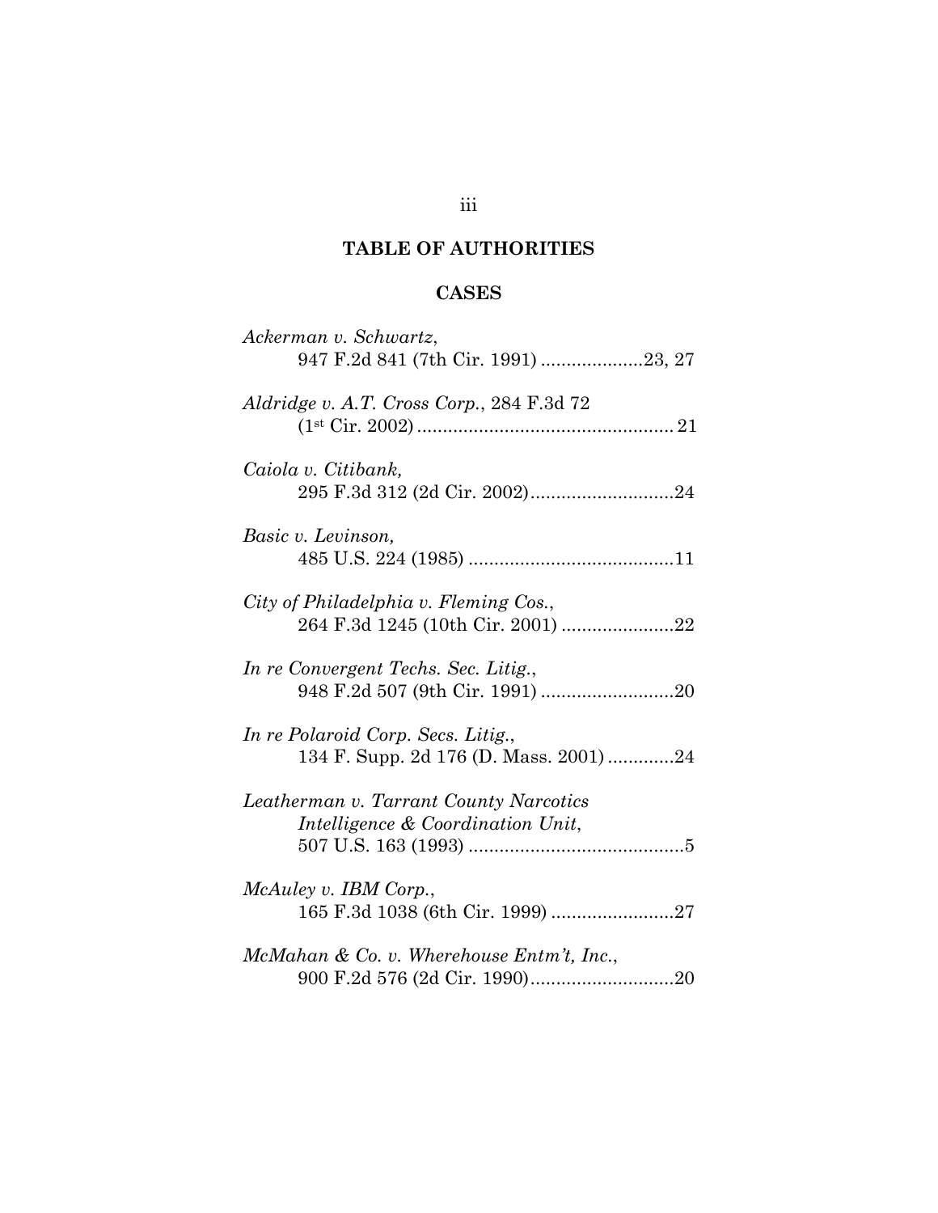## TABLE OF AUTHORITIES

### CASES

*Ackerman v. Schwartz*, 947 F.2d 841 (7th Cir. 1991) ....................23, 27

*Aldridge v. A.T. Cross Corp.*, 284 F.3d 72 (1st Cir. 2002) .................................................. 21

*Caiola v. Citibank,* 295 F.3d 312 (2d Cir. 2002)............................24

*Basic v. Levinson,* 485 U.S. 224 (1985) ........................................11

*City of Philadelphia v. Fleming Cos.*, 264 F.3d 1245 (10th Cir. 2001) ......................22

*In re Convergent Techs. Sec. Litig.*, 948 F.2d 507 (9th Cir. 1991) ..........................20

*In re Polaroid Corp. Secs. Litig.*, 134 F. Supp. 2d 176 (D. Mass. 2001) .............24

*Leatherman v. Tarrant County Narcotics Intelligence & Coordination Unit*, 507 U.S. 163 (1993) ..........................................5

*McAuley v. IBM Corp.*, 165 F.3d 1038 (6th Cir. 1999) ........................27

*McMahan & Co. v. Wherehouse Entm't, Inc.*, 900 F.2d 576 (2d Cir. 1990)............................20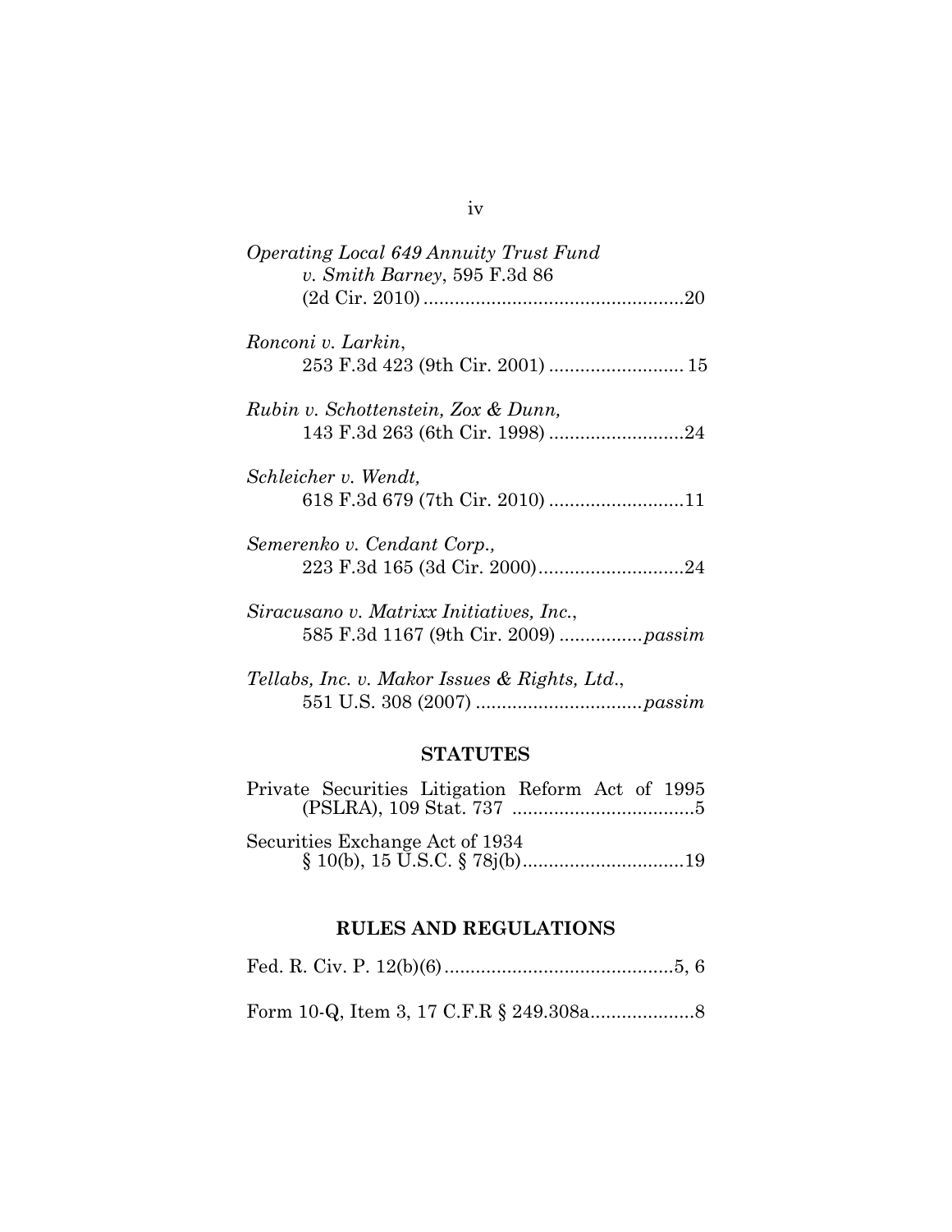*Operating Local 649 Annuity Trust Fund v. Smith Barney*, 595 F.3d 86 (2d Cir. 2010) .................................................20

*Ronconi v. Larkin*, 253 F.3d 423 (9th Cir. 2001) .......................... 15

*Rubin v. Schottenstein, Zox & Dunn,* 143 F.3d 263 (6th Cir. 1998) ..........................24

*Schleicher v. Wendt,* 618 F.3d 679 (7th Cir. 2010) ..........................11

*Semerenko v. Cendant Corp.,* 223 F.3d 165 (3d Cir. 2000)............................24

*Siracusano v. Matrixx Initiatives, Inc.*, 585 F.3d 1167 (9th Cir. 2009) ................*passim*

*Tellabs, Inc. v. Makor Issues & Rights, Ltd.*, 551 U.S. 308 (2007) ................................*passim*

## STATUTES

Private Securities Litigation Reform Act of 1995 (PSLRA), 109 Stat. 737 ...................................5

Securities Exchange Act of 1934 § 10(b), 15 U.S.C. § 78j(b)...............................19

## RULES AND REGULATIONS

Fed. R. Civ. P. 12(b)(6)............................................5, 6

Form 10-Q, Item 3, 17 C.F.R § 249.308a....................8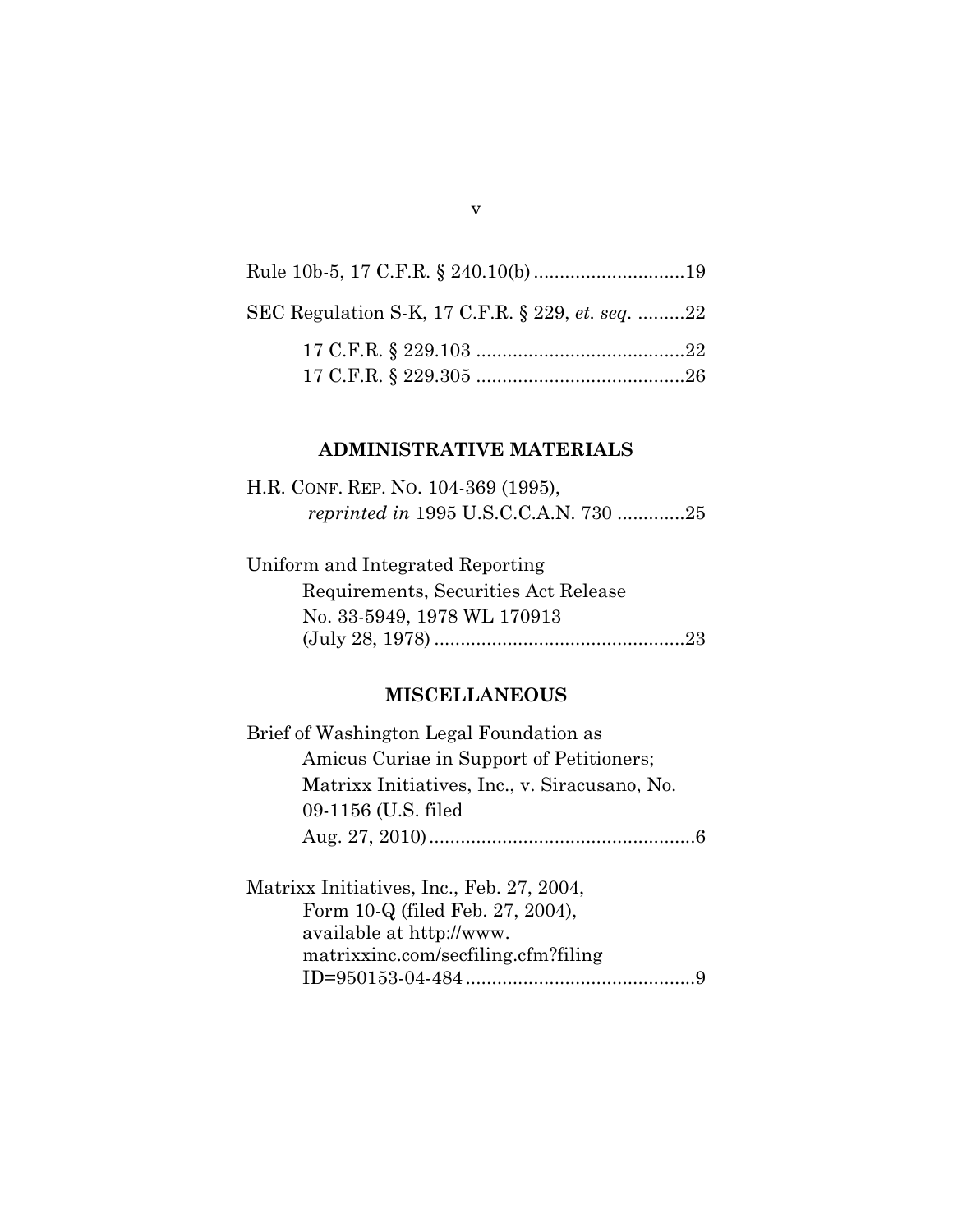Rule 10b-5, 17 C.F.R. § 240.10(b) ............................19

SEC Regulation S-K, 17 C.F.R. § 229, *et. seq.* .........22

    17 C.F.R. § 229.103 .......................................22
    17 C.F.R. § 229.305 .......................................26

### ADMINISTRATIVE MATERIALS

H.R. CONF. REP. NO. 104-369 (1995),
    *reprinted in* 1995 U.S.C.C.A.N. 730 .............25

Uniform and Integrated Reporting
    Requirements, Securities Act Release
    No. 33-5949, 1978 WL 170913
    (July 28, 1978) ...............................................23

### MISCELLANEOUS

Brief of Washington Legal Foundation as
    Amicus Curiae in Support of Petitioners;
    Matrixx Initiatives, Inc., v. Siracusano, No.
    09-1156 (U.S. filed
    Aug. 27, 2010)..................................................6

Matrixx Initiatives, Inc., Feb. 27, 2004,
    Form 10-Q (filed Feb. 27, 2004),
    available at http://www.
    matrixxinc.com/secfiling.cfm?filing
    ID=950153-04-484 ............................................9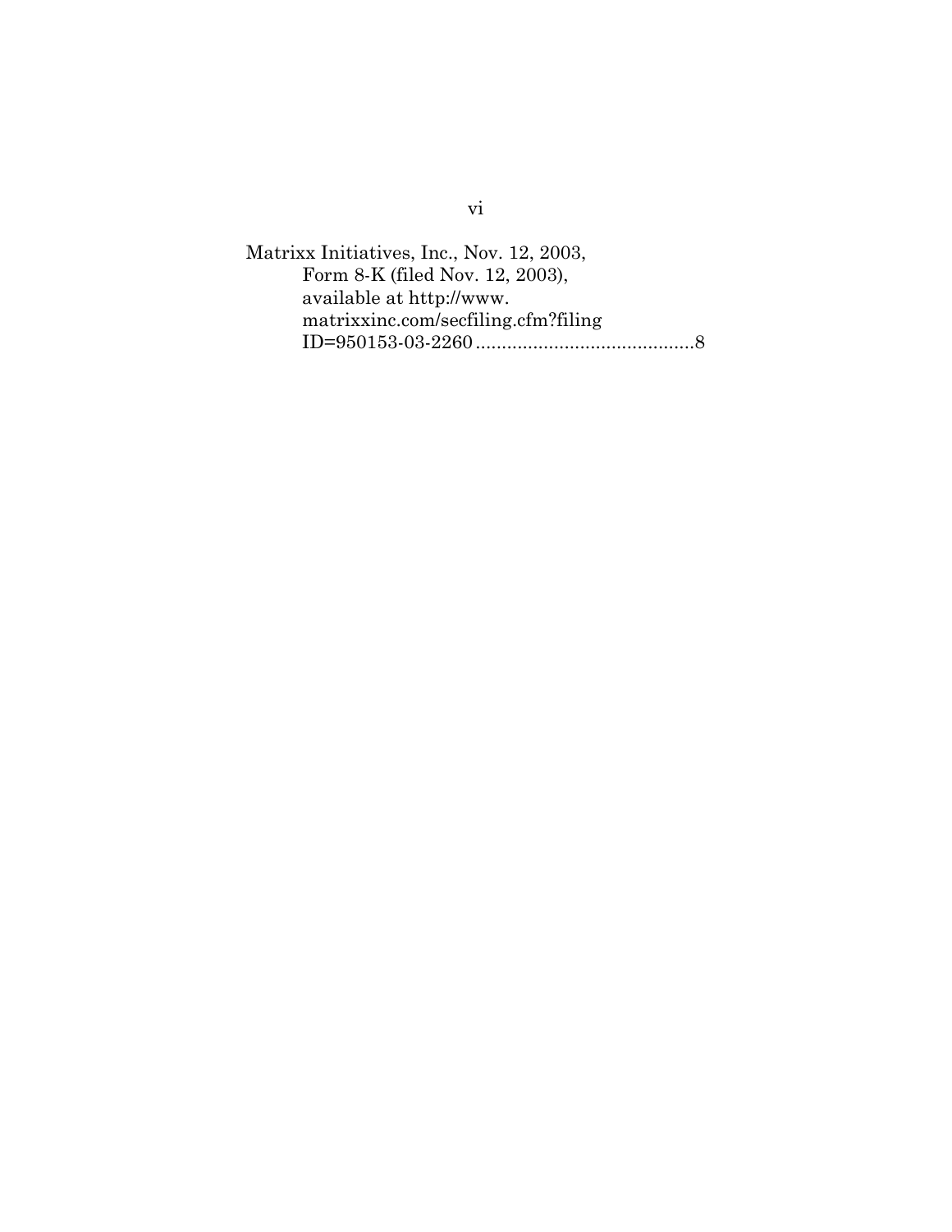Matrixx Initiatives, Inc., Nov. 12, 2003, Form 8-K (filed Nov. 12, 2003), available at http://www.matrixxinc.com/secfiling.cfm?filingID=950153-03-2260 .......................................... 8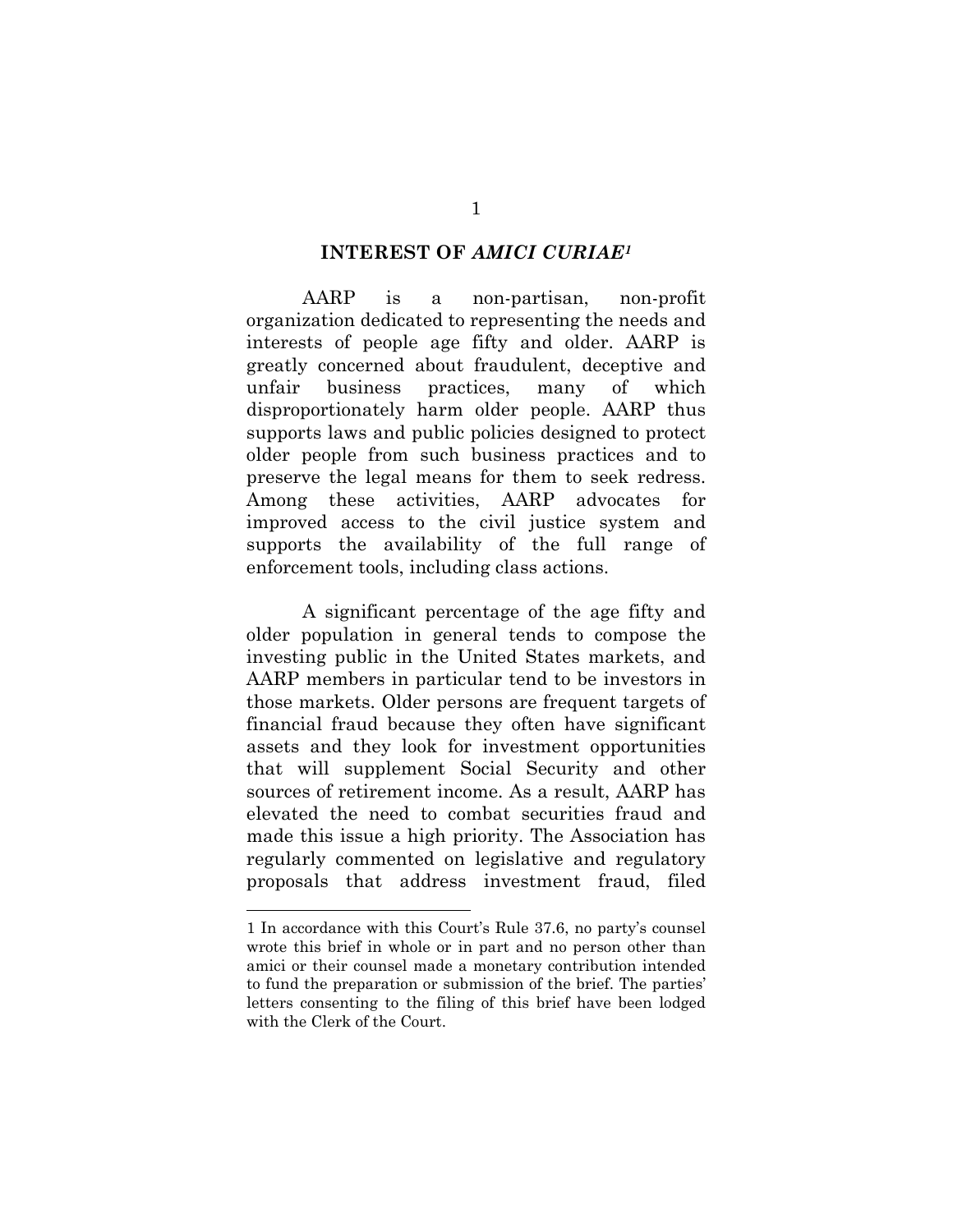## INTEREST OF *AMICI CURIAE*[1]

AARP is a non-partisan, non-profit organization dedicated to representing the needs and interests of people age fifty and older. AARP is greatly concerned about fraudulent, deceptive and unfair business practices, many of which disproportionately harm older people. AARP thus supports laws and public policies designed to protect older people from such business practices and to preserve the legal means for them to seek redress. Among these activities, AARP advocates for improved access to the civil justice system and supports the availability of the full range of enforcement tools, including class actions.

A significant percentage of the age fifty and older population in general tends to compose the investing public in the United States markets, and AARP members in particular tend to be investors in those markets. Older persons are frequent targets of financial fraud because they often have significant assets and they look for investment opportunities that will supplement Social Security and other sources of retirement income. As a result, AARP has elevated the need to combat securities fraud and made this issue a high priority. The Association has regularly commented on legislative and regulatory proposals that address investment fraud, filed

---

1 In accordance with this Court's Rule 37.6, no party's counsel wrote this brief in whole or in part and no person other than amici or their counsel made a monetary contribution intended to fund the preparation or submission of the brief. The parties' letters consenting to the filing of this brief have been lodged with the Clerk of the Court.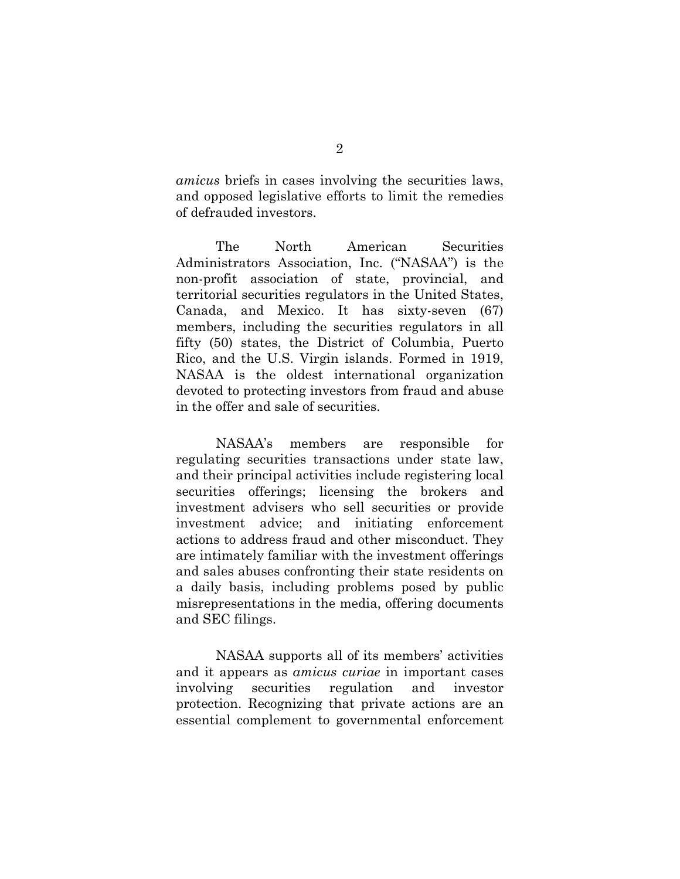*amicus* briefs in cases involving the securities laws, and opposed legislative efforts to limit the remedies of defrauded investors.

The North American Securities Administrators Association, Inc. ("NASAA") is the non-profit association of state, provincial, and territorial securities regulators in the United States, Canada, and Mexico. It has sixty-seven (67) members, including the securities regulators in all fifty (50) states, the District of Columbia, Puerto Rico, and the U.S. Virgin islands. Formed in 1919, NASAA is the oldest international organization devoted to protecting investors from fraud and abuse in the offer and sale of securities.

NASAA's members are responsible for regulating securities transactions under state law, and their principal activities include registering local securities offerings; licensing the brokers and investment advisers who sell securities or provide investment advice; and initiating enforcement actions to address fraud and other misconduct. They are intimately familiar with the investment offerings and sales abuses confronting their state residents on a daily basis, including problems posed by public misrepresentations in the media, offering documents and SEC filings.

NASAA supports all of its members' activities and it appears as *amicus curiae* in important cases involving securities regulation and investor protection. Recognizing that private actions are an essential complement to governmental enforcement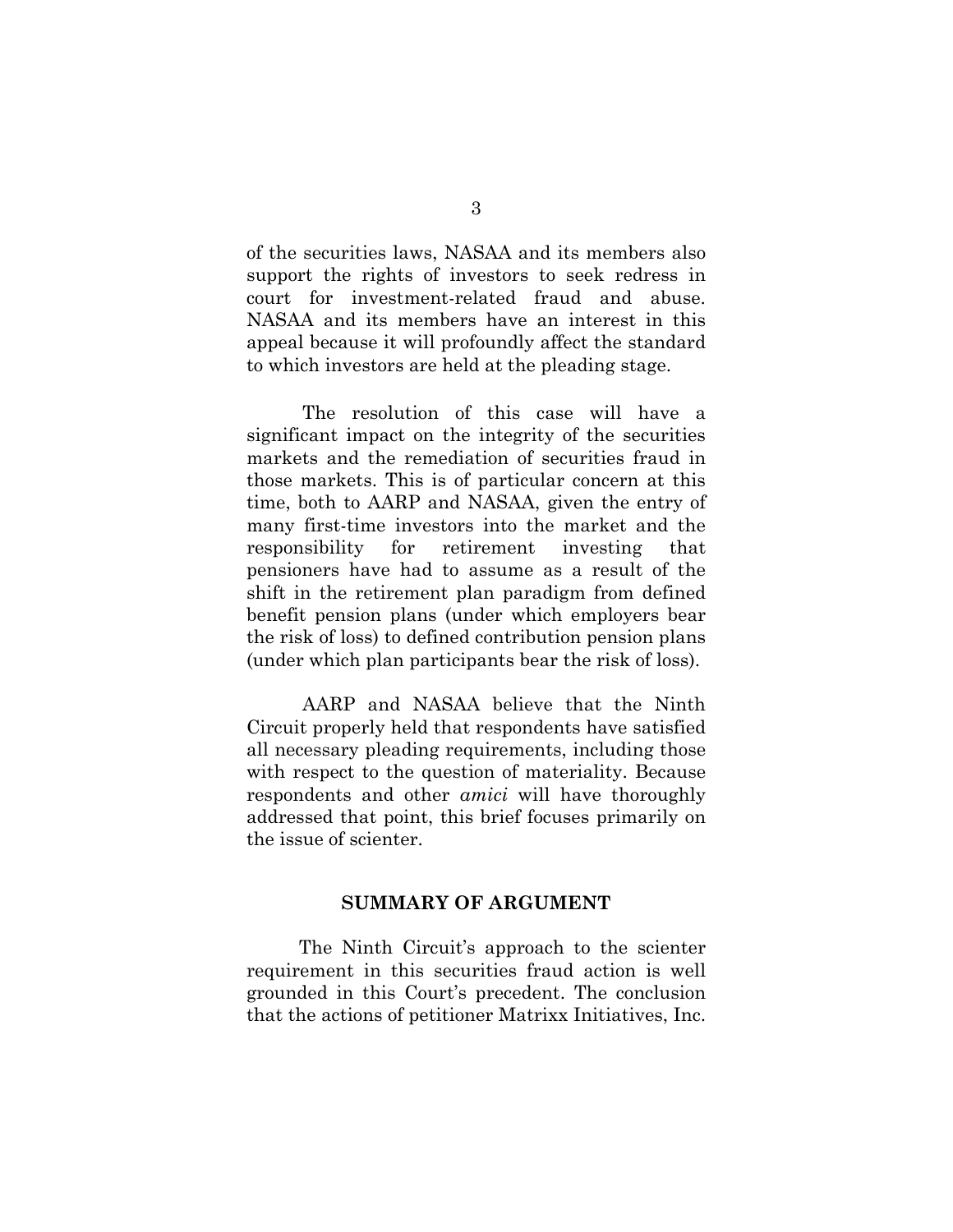of the securities laws, NASAA and its members also support the rights of investors to seek redress in court for investment-related fraud and abuse. NASAA and its members have an interest in this appeal because it will profoundly affect the standard to which investors are held at the pleading stage.

The resolution of this case will have a significant impact on the integrity of the securities markets and the remediation of securities fraud in those markets. This is of particular concern at this time, both to AARP and NASAA, given the entry of many first-time investors into the market and the responsibility for retirement investing that pensioners have had to assume as a result of the shift in the retirement plan paradigm from defined benefit pension plans (under which employers bear the risk of loss) to defined contribution pension plans (under which plan participants bear the risk of loss).

AARP and NASAA believe that the Ninth Circuit properly held that respondents have satisfied all necessary pleading requirements, including those with respect to the question of materiality. Because respondents and other *amici* will have thoroughly addressed that point, this brief focuses primarily on the issue of scienter.

## SUMMARY OF ARGUMENT

The Ninth Circuit's approach to the scienter requirement in this securities fraud action is well grounded in this Court's precedent. The conclusion that the actions of petitioner Matrixx Initiatives, Inc.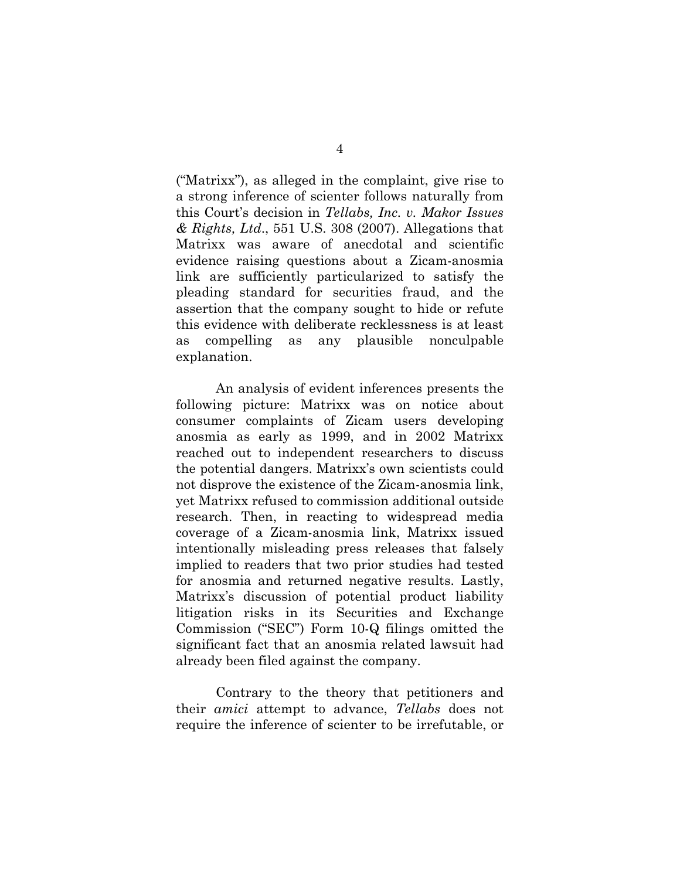("Matrixx"), as alleged in the complaint, give rise to a strong inference of scienter follows naturally from this Court's decision in *Tellabs, Inc. v. Makor Issues & Rights, Ltd.*, 551 U.S. 308 (2007). Allegations that Matrixx was aware of anecdotal and scientific evidence raising questions about a Zicam-anosmia link are sufficiently particularized to satisfy the pleading standard for securities fraud, and the assertion that the company sought to hide or refute this evidence with deliberate recklessness is at least as compelling as any plausible nonculpable explanation.

An analysis of evident inferences presents the following picture: Matrixx was on notice about consumer complaints of Zicam users developing anosmia as early as 1999, and in 2002 Matrixx reached out to independent researchers to discuss the potential dangers. Matrixx's own scientists could not disprove the existence of the Zicam-anosmia link, yet Matrixx refused to commission additional outside research. Then, in reacting to widespread media coverage of a Zicam-anosmia link, Matrixx issued intentionally misleading press releases that falsely implied to readers that two prior studies had tested for anosmia and returned negative results. Lastly, Matrixx's discussion of potential product liability litigation risks in its Securities and Exchange Commission ("SEC") Form 10-Q filings omitted the significant fact that an anosmia related lawsuit had already been filed against the company.

Contrary to the theory that petitioners and their *amici* attempt to advance, *Tellabs* does not require the inference of scienter to be irrefutable, or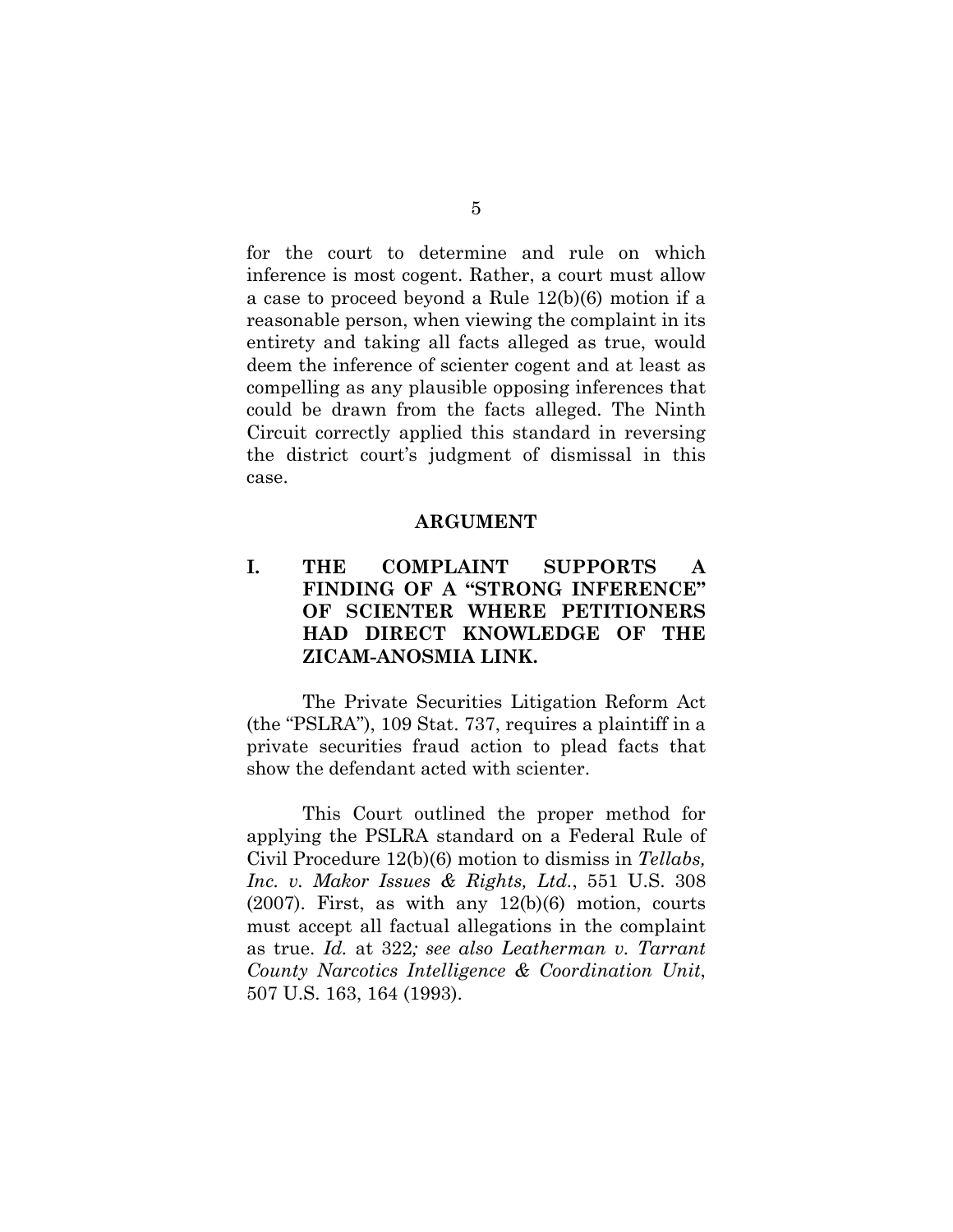for the court to determine and rule on which inference is most cogent. Rather, a court must allow a case to proceed beyond a Rule 12(b)(6) motion if a reasonable person, when viewing the complaint in its entirety and taking all facts alleged as true, would deem the inference of scienter cogent and at least as compelling as any plausible opposing inferences that could be drawn from the facts alleged. The Ninth Circuit correctly applied this standard in reversing the district court's judgment of dismissal in this case.

## ARGUMENT

### I. THE COMPLAINT SUPPORTS A FINDING OF A "STRONG INFERENCE" OF SCIENTER WHERE PETITIONERS HAD DIRECT KNOWLEDGE OF THE ZICAM-ANOSMIA LINK.

The Private Securities Litigation Reform Act (the "PSLRA"), 109 Stat. 737, requires a plaintiff in a private securities fraud action to plead facts that show the defendant acted with scienter.

This Court outlined the proper method for applying the PSLRA standard on a Federal Rule of Civil Procedure 12(b)(6) motion to dismiss in *Tellabs, Inc. v. Makor Issues & Rights, Ltd.*, 551 U.S. 308 (2007). First, as with any 12(b)(6) motion, courts must accept all factual allegations in the complaint as true. *Id.* at 322*; see also Leatherman v. Tarrant County Narcotics Intelligence & Coordination Unit*, 507 U.S. 163, 164 (1993).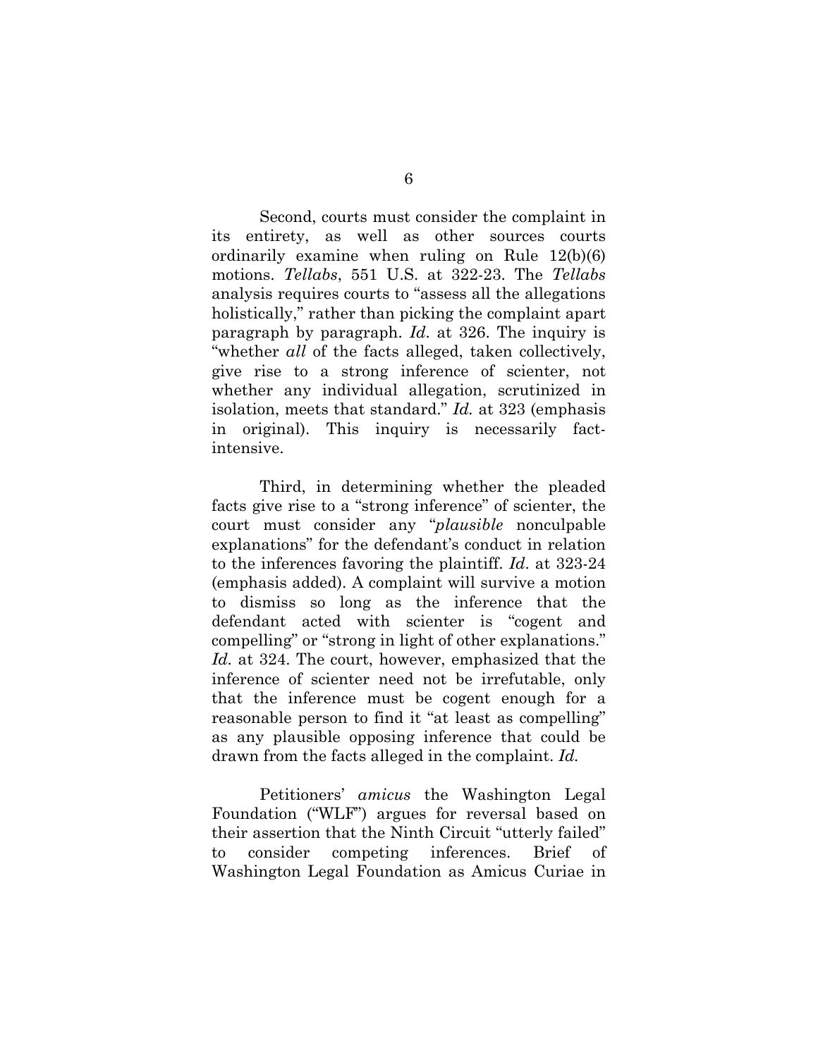Second, courts must consider the complaint in its entirety, as well as other sources courts ordinarily examine when ruling on Rule 12(b)(6) motions. *Tellabs*, 551 U.S. at 322-23. The *Tellabs* analysis requires courts to "assess all the allegations holistically," rather than picking the complaint apart paragraph by paragraph. *Id*. at 326. The inquiry is "whether *all* of the facts alleged, taken collectively, give rise to a strong inference of scienter, not whether any individual allegation, scrutinized in isolation, meets that standard." *Id.* at 323 (emphasis in original). This inquiry is necessarily fact-intensive.

Third, in determining whether the pleaded facts give rise to a "strong inference" of scienter, the court must consider any "*plausible* nonculpable explanations" for the defendant's conduct in relation to the inferences favoring the plaintiff. *Id*. at 323-24 (emphasis added). A complaint will survive a motion to dismiss so long as the inference that the defendant acted with scienter is "cogent and compelling" or "strong in light of other explanations." *Id.* at 324. The court, however, emphasized that the inference of scienter need not be irrefutable, only that the inference must be cogent enough for a reasonable person to find it "at least as compelling" as any plausible opposing inference that could be drawn from the facts alleged in the complaint. *Id.*

Petitioners' *amicus* the Washington Legal Foundation ("WLF") argues for reversal based on their assertion that the Ninth Circuit "utterly failed" to consider competing inferences. Brief of Washington Legal Foundation as Amicus Curiae in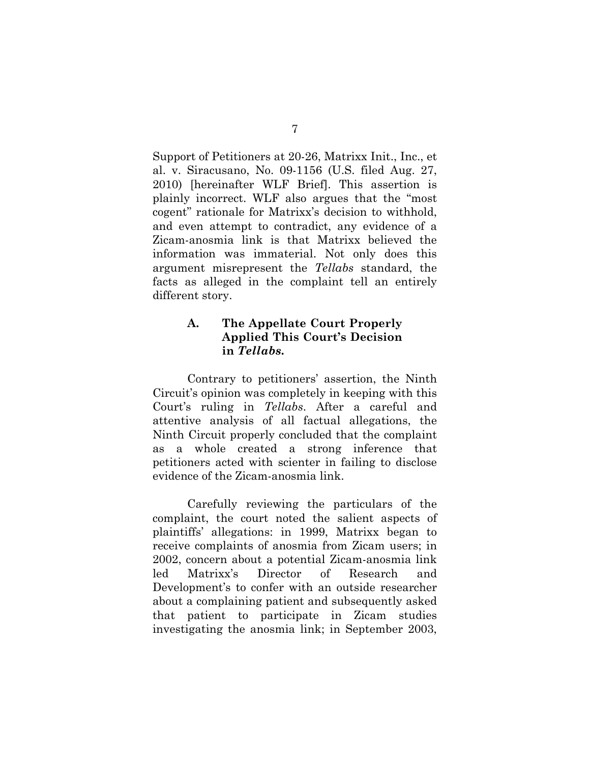Support of Petitioners at 20-26, Matrixx Init., Inc., et al. v. Siracusano, No. 09-1156 (U.S. filed Aug. 27, 2010) [hereinafter WLF Brief]. This assertion is plainly incorrect. WLF also argues that the "most cogent" rationale for Matrixx's decision to withhold, and even attempt to contradict, any evidence of a Zicam-anosmia link is that Matrixx believed the information was immaterial. Not only does this argument misrepresent the *Tellabs* standard, the facts as alleged in the complaint tell an entirely different story.

### A. The Appellate Court Properly Applied This Court's Decision in *Tellabs.*

Contrary to petitioners' assertion, the Ninth Circuit's opinion was completely in keeping with this Court's ruling in *Tellabs*. After a careful and attentive analysis of all factual allegations, the Ninth Circuit properly concluded that the complaint as a whole created a strong inference that petitioners acted with scienter in failing to disclose evidence of the Zicam-anosmia link.

Carefully reviewing the particulars of the complaint, the court noted the salient aspects of plaintiffs' allegations: in 1999, Matrixx began to receive complaints of anosmia from Zicam users; in 2002, concern about a potential Zicam-anosmia link led Matrixx's Director of Research and Development's to confer with an outside researcher about a complaining patient and subsequently asked that patient to participate in Zicam studies investigating the anosmia link; in September 2003,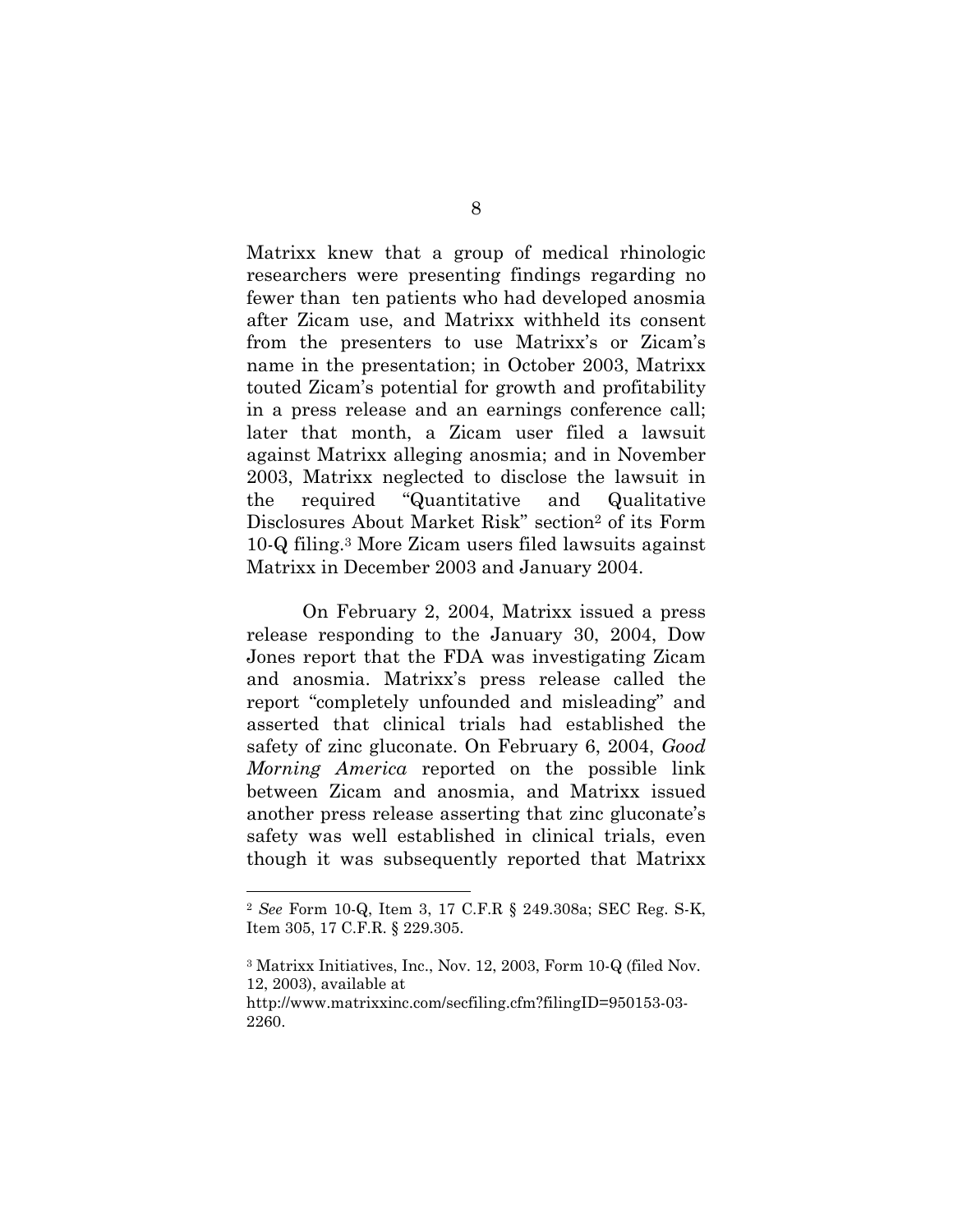Matrixx knew that a group of medical rhinologic researchers were presenting findings regarding no fewer than ten patients who had developed anosmia after Zicam use, and Matrixx withheld its consent from the presenters to use Matrixx's or Zicam's name in the presentation; in October 2003, Matrixx touted Zicam's potential for growth and profitability in a press release and an earnings conference call; later that month, a Zicam user filed a lawsuit against Matrixx alleging anosmia; and in November 2003, Matrixx neglected to disclose the lawsuit in the required "Quantitative and Qualitative Disclosures About Market Risk" section[2] of its Form 10-Q filing.[3] More Zicam users filed lawsuits against Matrixx in December 2003 and January 2004.

On February 2, 2004, Matrixx issued a press release responding to the January 30, 2004, Dow Jones report that the FDA was investigating Zicam and anosmia. Matrixx's press release called the report "completely unfounded and misleading" and asserted that clinical trials had established the safety of zinc gluconate. On February 6, 2004, *Good Morning America* reported on the possible link between Zicam and anosmia, and Matrixx issued another press release asserting that zinc gluconate's safety was well established in clinical trials, even though it was subsequently reported that Matrixx

---

[2] *See* Form 10-Q, Item 3, 17 C.F.R § 249.308a; SEC Reg. S-K, Item 305, 17 C.F.R. § 229.305.

[3] Matrixx Initiatives, Inc., Nov. 12, 2003, Form 10-Q (filed Nov. 12, 2003), available at http://www.matrixxinc.com/secfiling.cfm?filingID=950153-03-2260.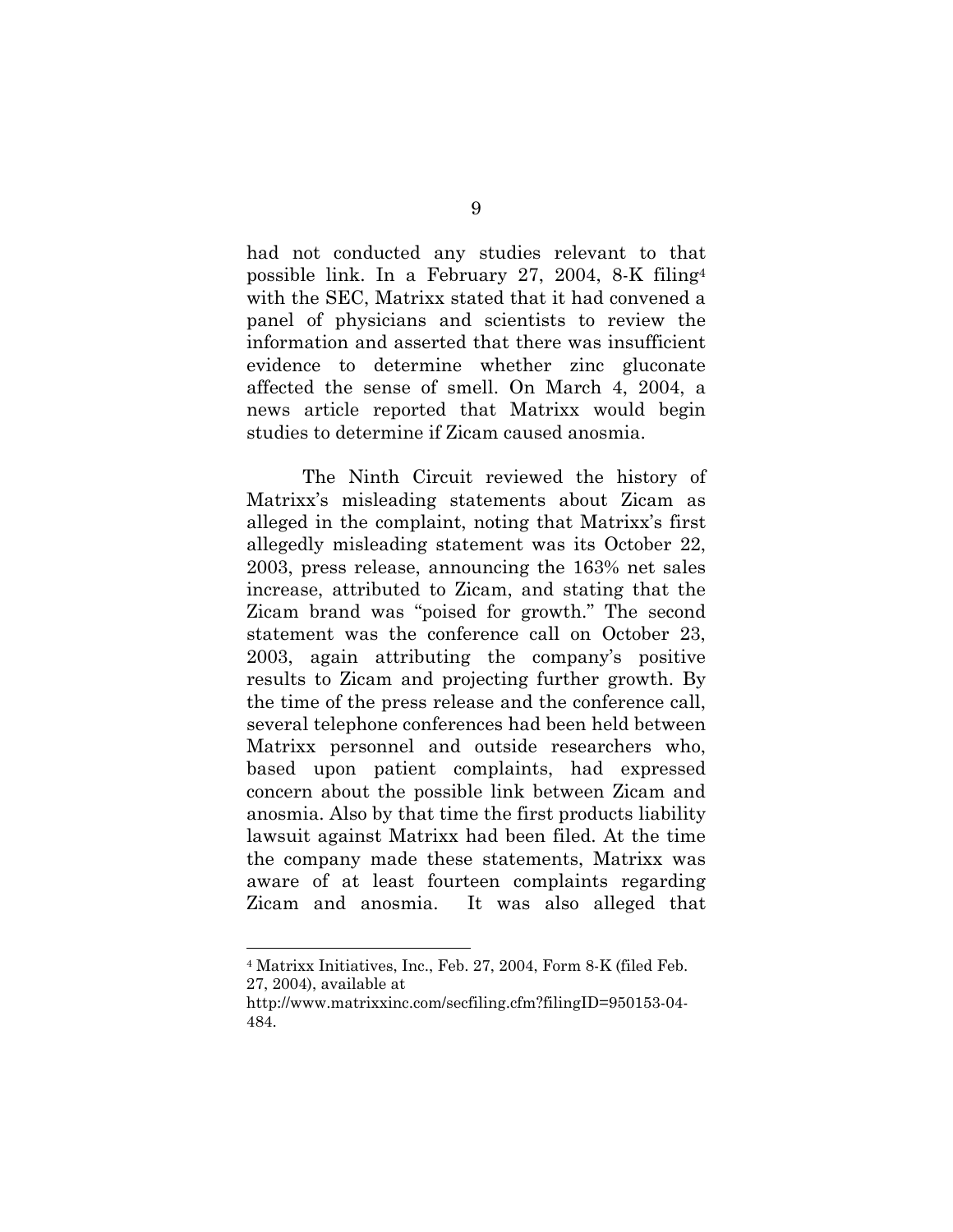had not conducted any studies relevant to that possible link. In a February 27, 2004, 8-K filing[4] with the SEC, Matrixx stated that it had convened a panel of physicians and scientists to review the information and asserted that there was insufficient evidence to determine whether zinc gluconate affected the sense of smell. On March 4, 2004, a news article reported that Matrixx would begin studies to determine if Zicam caused anosmia.

The Ninth Circuit reviewed the history of Matrixx's misleading statements about Zicam as alleged in the complaint, noting that Matrixx's first allegedly misleading statement was its October 22, 2003, press release, announcing the 163% net sales increase, attributed to Zicam, and stating that the Zicam brand was "poised for growth." The second statement was the conference call on October 23, 2003, again attributing the company's positive results to Zicam and projecting further growth. By the time of the press release and the conference call, several telephone conferences had been held between Matrixx personnel and outside researchers who, based upon patient complaints, had expressed concern about the possible link between Zicam and anosmia. Also by that time the first products liability lawsuit against Matrixx had been filed. At the time the company made these statements, Matrixx was aware of at least fourteen complaints regarding Zicam and anosmia. It was also alleged that

---

[4] Matrixx Initiatives, Inc., Feb. 27, 2004, Form 8-K (filed Feb. 27, 2004), available at http://www.matrixxinc.com/secfiling.cfm?filingID=950153-04-484.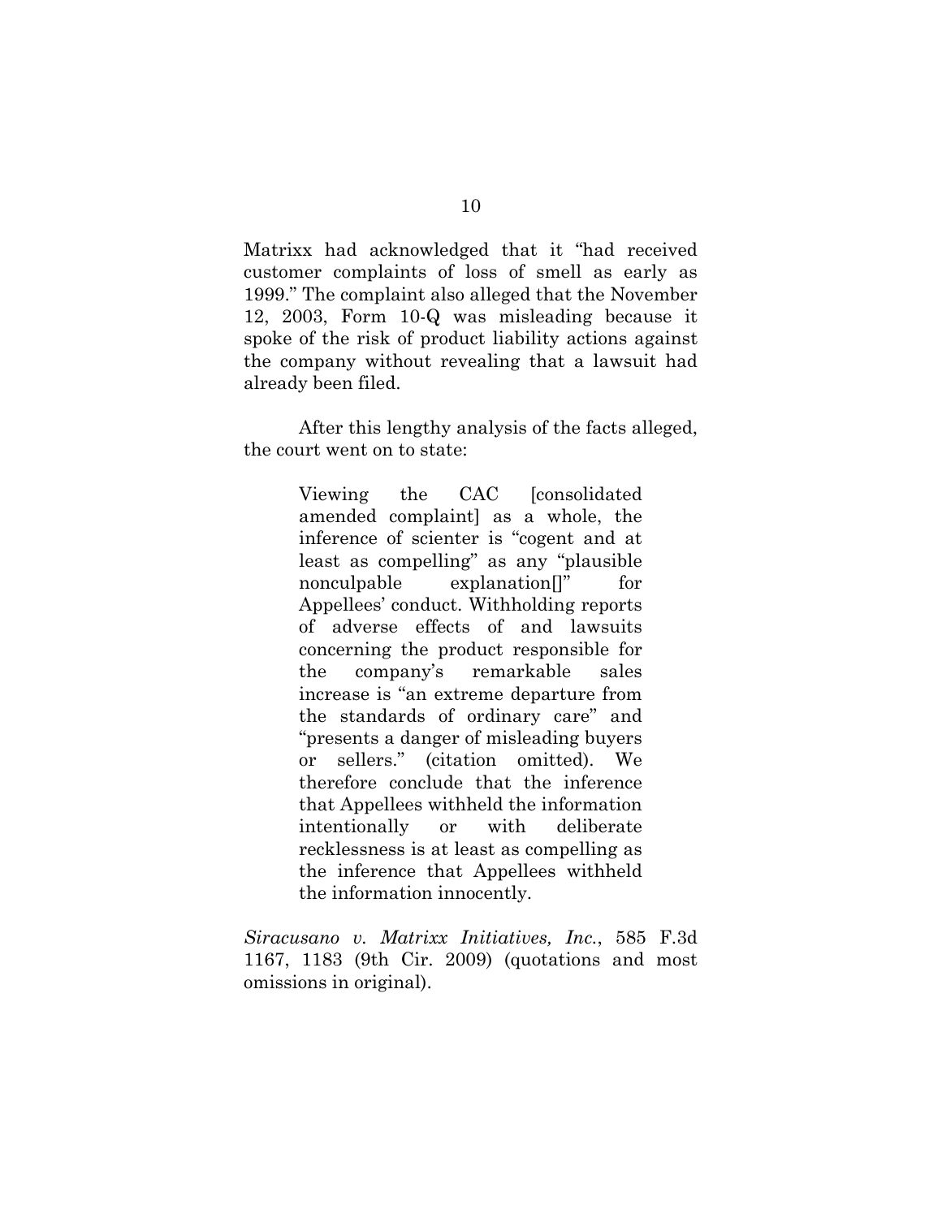Matrixx had acknowledged that it "had received customer complaints of loss of smell as early as 1999." The complaint also alleged that the November 12, 2003, Form 10-Q was misleading because it spoke of the risk of product liability actions against the company without revealing that a lawsuit had already been filed.

After this lengthy analysis of the facts alleged, the court went on to state:

> Viewing the CAC [consolidated amended complaint] as a whole, the inference of scienter is "cogent and at least as compelling" as any "plausible nonculpable explanation[]" for Appellees' conduct. Withholding reports of adverse effects of and lawsuits concerning the product responsible for the company's remarkable sales increase is "an extreme departure from the standards of ordinary care" and "presents a danger of misleading buyers or sellers." (citation omitted). We therefore conclude that the inference that Appellees withheld the information intentionally or with deliberate recklessness is at least as compelling as the inference that Appellees withheld the information innocently.

*Siracusano v. Matrixx Initiatives, Inc.*, 585 F.3d 1167, 1183 (9th Cir. 2009) (quotations and most omissions in original).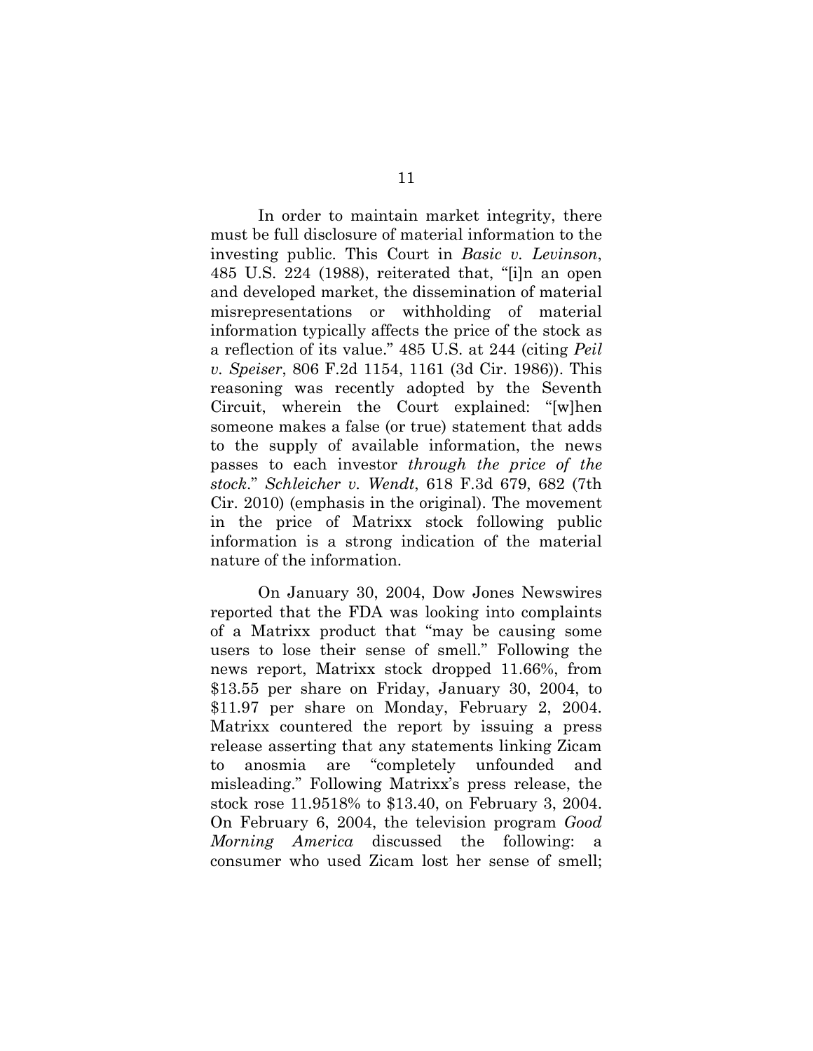In order to maintain market integrity, there must be full disclosure of material information to the investing public. This Court in *Basic v. Levinson*, 485 U.S. 224 (1988), reiterated that, "[i]n an open and developed market, the dissemination of material misrepresentations or withholding of material information typically affects the price of the stock as a reflection of its value." 485 U.S. at 244 (citing *Peil v. Speiser*, 806 F.2d 1154, 1161 (3d Cir. 1986)). This reasoning was recently adopted by the Seventh Circuit, wherein the Court explained: "[w]hen someone makes a false (or true) statement that adds to the supply of available information, the news passes to each investor *through the price of the stock*." *Schleicher v. Wendt*, 618 F.3d 679, 682 (7th Cir. 2010) (emphasis in the original). The movement in the price of Matrixx stock following public information is a strong indication of the material nature of the information.

On January 30, 2004, Dow Jones Newswires reported that the FDA was looking into complaints of a Matrixx product that "may be causing some users to lose their sense of smell." Following the news report, Matrixx stock dropped 11.66%, from $13.55 per share on Friday, January 30, 2004, to $11.97 per share on Monday, February 2, 2004. Matrixx countered the report by issuing a press release asserting that any statements linking Zicam to anosmia are "completely unfounded and misleading." Following Matrixx's press release, the stock rose 11.9518% to $13.40, on February 3, 2004. On February 6, 2004, the television program *Good Morning America* discussed the following: a consumer who used Zicam lost her sense of smell;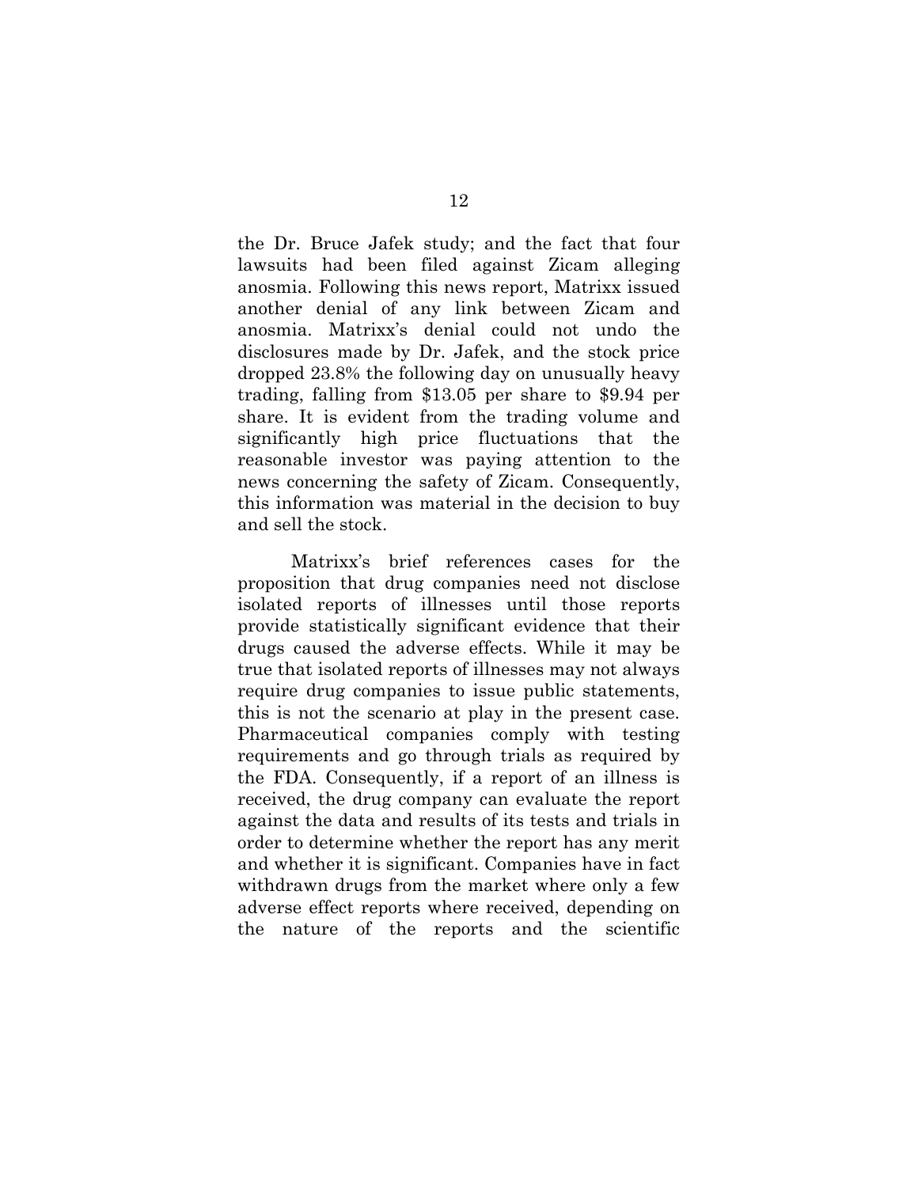the Dr. Bruce Jafek study; and the fact that four lawsuits had been filed against Zicam alleging anosmia. Following this news report, Matrixx issued another denial of any link between Zicam and anosmia. Matrixx's denial could not undo the disclosures made by Dr. Jafek, and the stock price dropped 23.8% the following day on unusually heavy trading, falling from $13.05 per share to $9.94 per share. It is evident from the trading volume and significantly high price fluctuations that the reasonable investor was paying attention to the news concerning the safety of Zicam. Consequently, this information was material in the decision to buy and sell the stock.

Matrixx's brief references cases for the proposition that drug companies need not disclose isolated reports of illnesses until those reports provide statistically significant evidence that their drugs caused the adverse effects. While it may be true that isolated reports of illnesses may not always require drug companies to issue public statements, this is not the scenario at play in the present case. Pharmaceutical companies comply with testing requirements and go through trials as required by the FDA. Consequently, if a report of an illness is received, the drug company can evaluate the report against the data and results of its tests and trials in order to determine whether the report has any merit and whether it is significant. Companies have in fact withdrawn drugs from the market where only a few adverse effect reports where received, depending on the nature of the reports and the scientific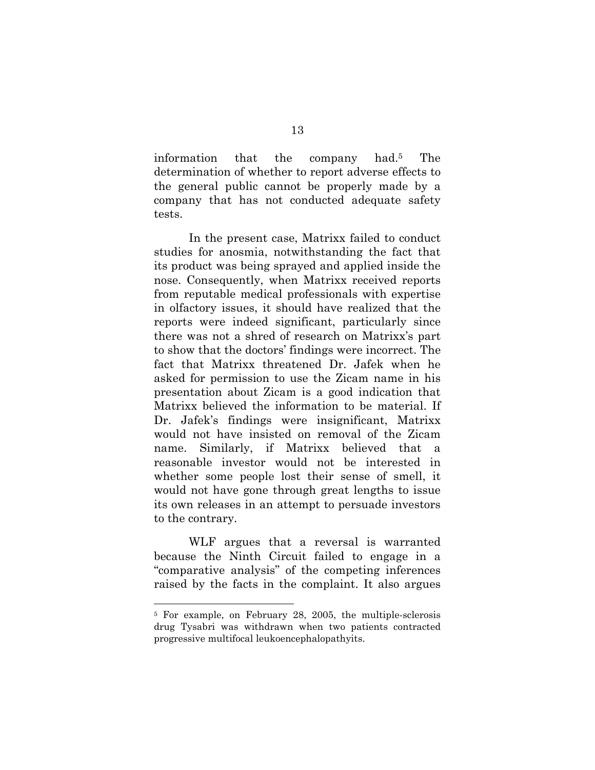information that the company had.[5] The determination of whether to report adverse effects to the general public cannot be properly made by a company that has not conducted adequate safety tests.

In the present case, Matrixx failed to conduct studies for anosmia, notwithstanding the fact that its product was being sprayed and applied inside the nose. Consequently, when Matrixx received reports from reputable medical professionals with expertise in olfactory issues, it should have realized that the reports were indeed significant, particularly since there was not a shred of research on Matrixx's part to show that the doctors' findings were incorrect. The fact that Matrixx threatened Dr. Jafek when he asked for permission to use the Zicam name in his presentation about Zicam is a good indication that Matrixx believed the information to be material. If Dr. Jafek's findings were insignificant, Matrixx would not have insisted on removal of the Zicam name. Similarly, if Matrixx believed that a reasonable investor would not be interested in whether some people lost their sense of smell, it would not have gone through great lengths to issue its own releases in an attempt to persuade investors to the contrary.

WLF argues that a reversal is warranted because the Ninth Circuit failed to engage in a "comparative analysis" of the competing inferences raised by the facts in the complaint. It also argues

---

[5] For example, on February 28, 2005, the multiple-sclerosis drug Tysabri was withdrawn when two patients contracted progressive multifocal leukoencephalopathyits.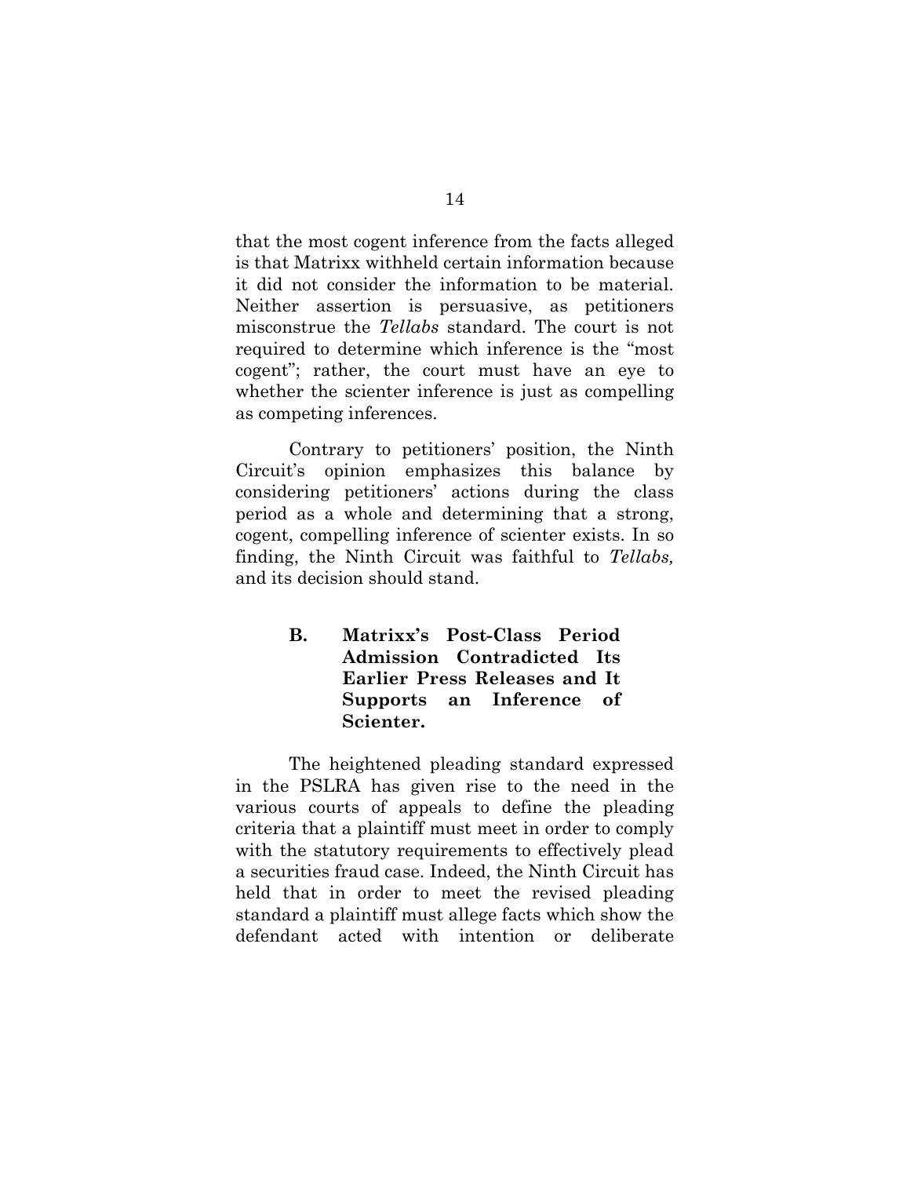that the most cogent inference from the facts alleged is that Matrixx withheld certain information because it did not consider the information to be material. Neither assertion is persuasive, as petitioners misconstrue the *Tellabs* standard. The court is not required to determine which inference is the "most cogent"; rather, the court must have an eye to whether the scienter inference is just as compelling as competing inferences.

Contrary to petitioners' position, the Ninth Circuit's opinion emphasizes this balance by considering petitioners' actions during the class period as a whole and determining that a strong, cogent, compelling inference of scienter exists. In so finding, the Ninth Circuit was faithful to *Tellabs,* and its decision should stand.

### B. Matrixx's Post-Class Period Admission Contradicted Its Earlier Press Releases and It Supports an Inference of Scienter.

The heightened pleading standard expressed in the PSLRA has given rise to the need in the various courts of appeals to define the pleading criteria that a plaintiff must meet in order to comply with the statutory requirements to effectively plead a securities fraud case. Indeed, the Ninth Circuit has held that in order to meet the revised pleading standard a plaintiff must allege facts which show the defendant acted with intention or deliberate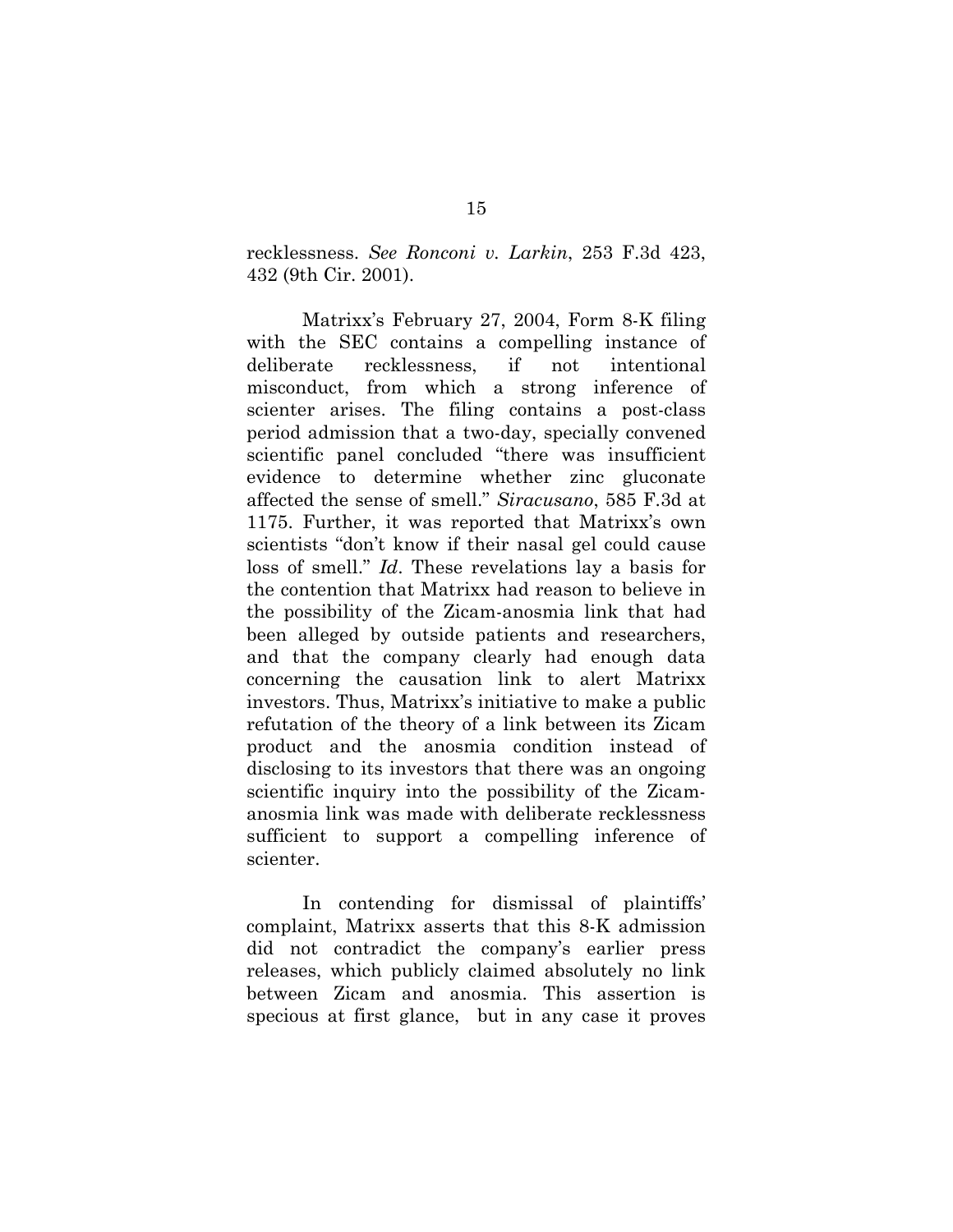recklessness. *See Ronconi v. Larkin*, 253 F.3d 423, 432 (9th Cir. 2001).

Matrixx's February 27, 2004, Form 8-K filing with the SEC contains a compelling instance of deliberate recklessness, if not intentional misconduct, from which a strong inference of scienter arises. The filing contains a post-class period admission that a two-day, specially convened scientific panel concluded "there was insufficient evidence to determine whether zinc gluconate affected the sense of smell." *Siracusano*, 585 F.3d at 1175. Further, it was reported that Matrixx's own scientists "don't know if their nasal gel could cause loss of smell." *Id*. These revelations lay a basis for the contention that Matrixx had reason to believe in the possibility of the Zicam-anosmia link that had been alleged by outside patients and researchers, and that the company clearly had enough data concerning the causation link to alert Matrixx investors. Thus, Matrixx's initiative to make a public refutation of the theory of a link between its Zicam product and the anosmia condition instead of disclosing to its investors that there was an ongoing scientific inquiry into the possibility of the Zicam-anosmia link was made with deliberate recklessness sufficient to support a compelling inference of scienter.

In contending for dismissal of plaintiffs' complaint, Matrixx asserts that this 8-K admission did not contradict the company's earlier press releases, which publicly claimed absolutely no link between Zicam and anosmia. This assertion is specious at first glance, but in any case it proves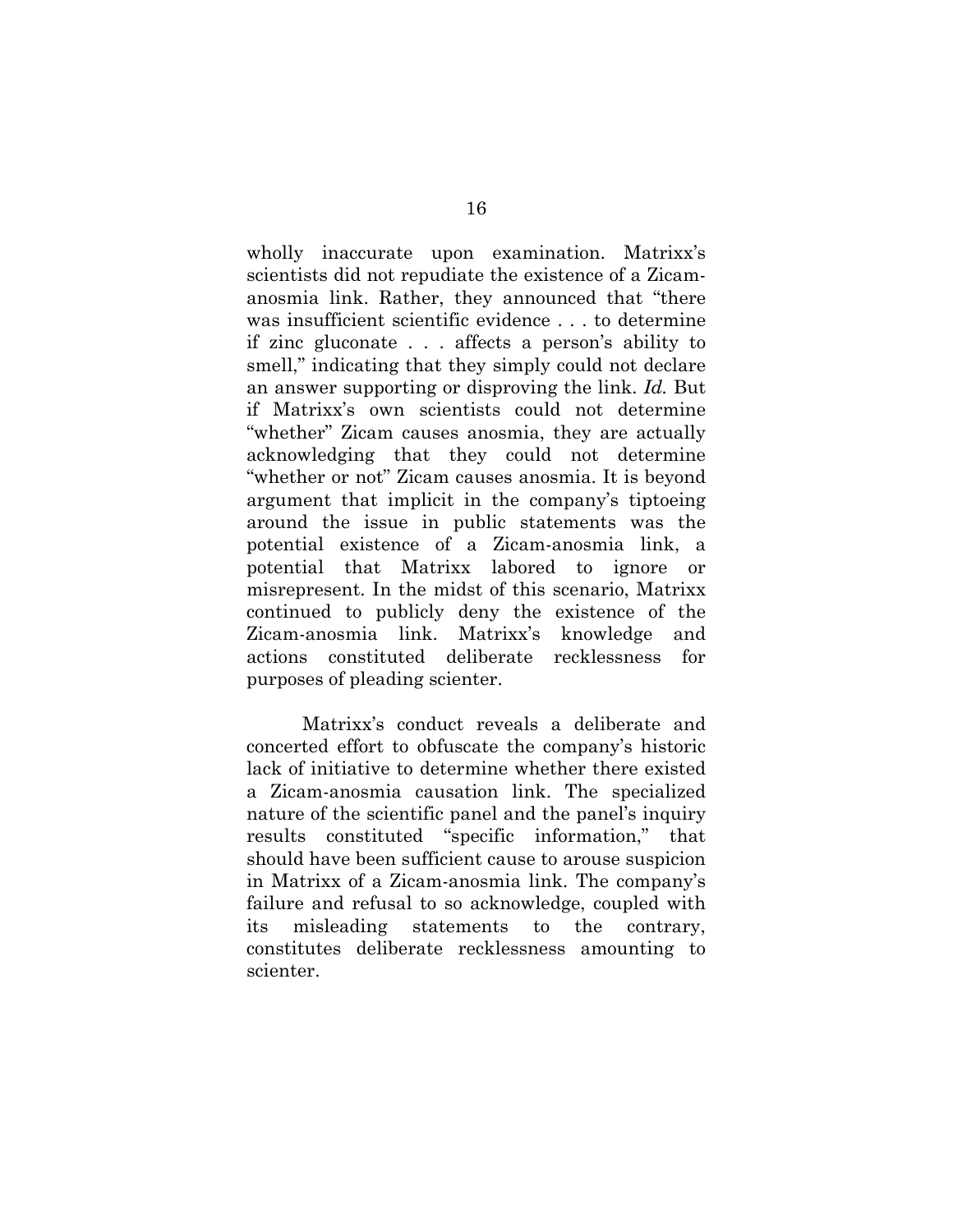wholly inaccurate upon examination. Matrixx's scientists did not repudiate the existence of a Zicam-anosmia link. Rather, they announced that "there was insufficient scientific evidence . . . to determine if zinc gluconate . . . affects a person's ability to smell," indicating that they simply could not declare an answer supporting or disproving the link. *Id.* But if Matrixx's own scientists could not determine "whether" Zicam causes anosmia, they are actually acknowledging that they could not determine "whether or not" Zicam causes anosmia. It is beyond argument that implicit in the company's tiptoeing around the issue in public statements was the potential existence of a Zicam-anosmia link, a potential that Matrixx labored to ignore or misrepresent. In the midst of this scenario, Matrixx continued to publicly deny the existence of the Zicam-anosmia link. Matrixx's knowledge and actions constituted deliberate recklessness for purposes of pleading scienter.

Matrixx's conduct reveals a deliberate and concerted effort to obfuscate the company's historic lack of initiative to determine whether there existed a Zicam-anosmia causation link. The specialized nature of the scientific panel and the panel's inquiry results constituted "specific information," that should have been sufficient cause to arouse suspicion in Matrixx of a Zicam-anosmia link. The company's failure and refusal to so acknowledge, coupled with its misleading statements to the contrary, constitutes deliberate recklessness amounting to scienter.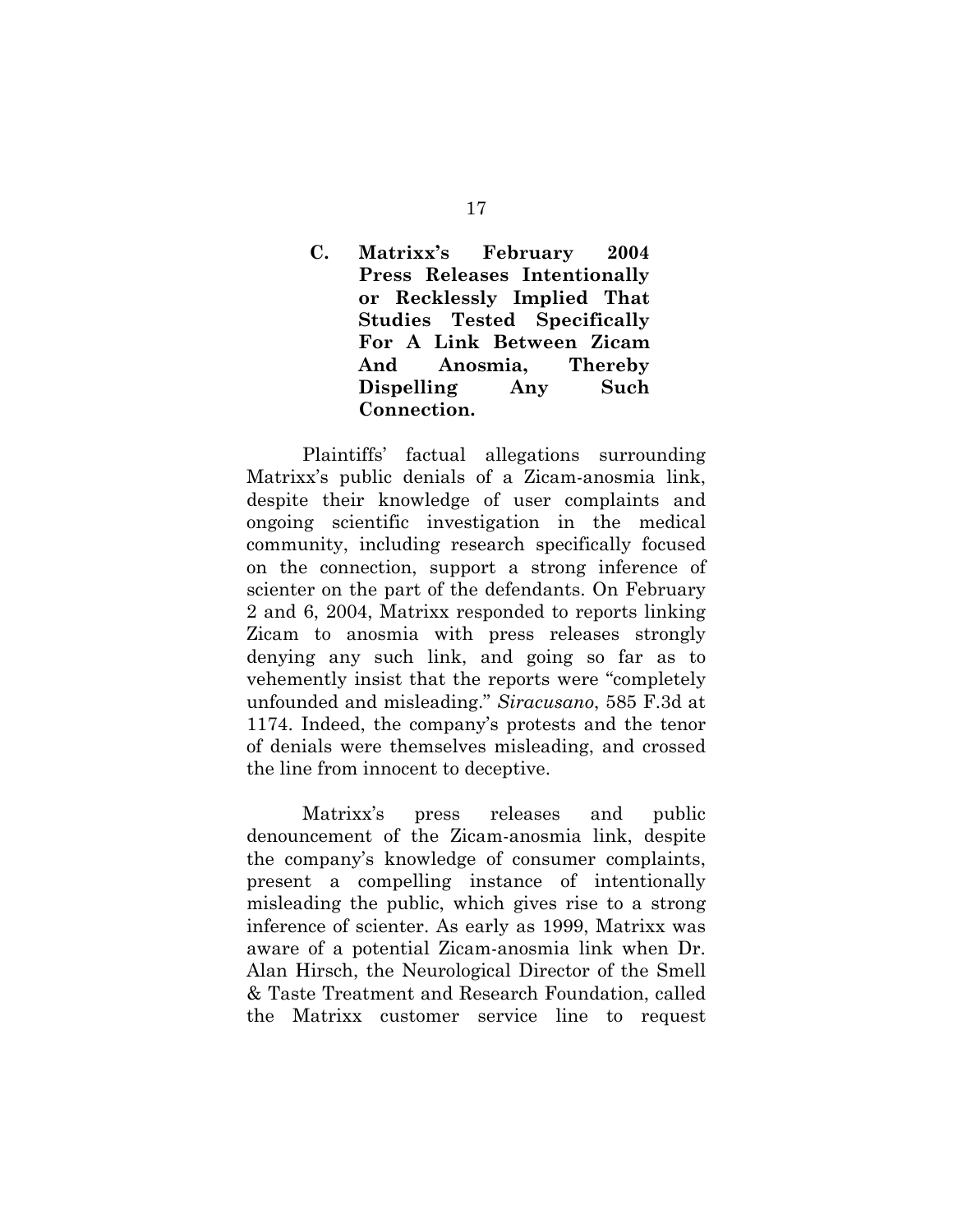### C. Matrixx's February 2004 Press Releases Intentionally or Recklessly Implied That Studies Tested Specifically For A Link Between Zicam And Anosmia, Thereby Dispelling Any Such Connection.

Plaintiffs' factual allegations surrounding Matrixx's public denials of a Zicam-anosmia link, despite their knowledge of user complaints and ongoing scientific investigation in the medical community, including research specifically focused on the connection, support a strong inference of scienter on the part of the defendants. On February 2 and 6, 2004, Matrixx responded to reports linking Zicam to anosmia with press releases strongly denying any such link, and going so far as to vehemently insist that the reports were "completely unfounded and misleading." *Siracusano*, 585 F.3d at 1174. Indeed, the company's protests and the tenor of denials were themselves misleading, and crossed the line from innocent to deceptive.

Matrixx's press releases and public denouncement of the Zicam-anosmia link, despite the company's knowledge of consumer complaints, present a compelling instance of intentionally misleading the public, which gives rise to a strong inference of scienter. As early as 1999, Matrixx was aware of a potential Zicam-anosmia link when Dr. Alan Hirsch, the Neurological Director of the Smell & Taste Treatment and Research Foundation, called the Matrixx customer service line to request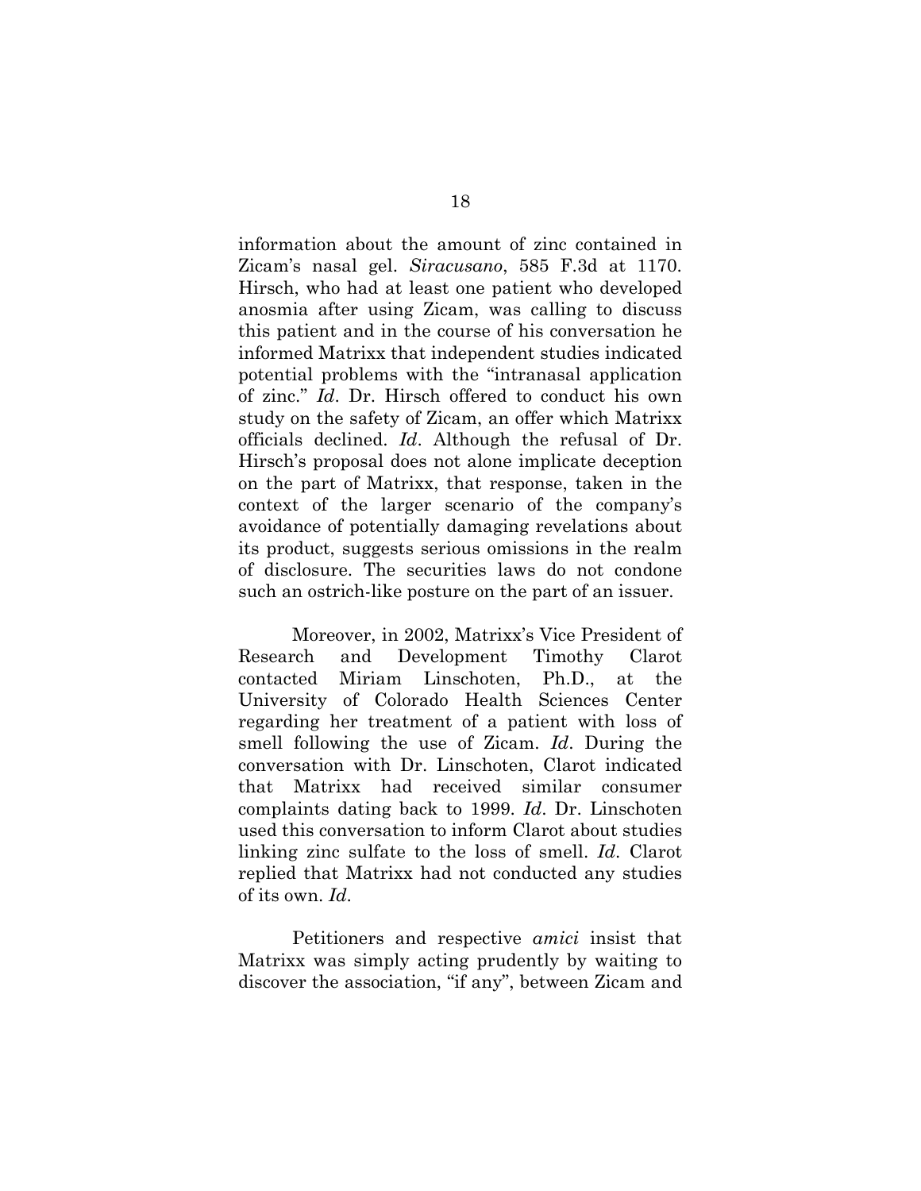information about the amount of zinc contained in Zicam's nasal gel. *Siracusano*, 585 F.3d at 1170. Hirsch, who had at least one patient who developed anosmia after using Zicam, was calling to discuss this patient and in the course of his conversation he informed Matrixx that independent studies indicated potential problems with the "intranasal application of zinc." *Id*. Dr. Hirsch offered to conduct his own study on the safety of Zicam, an offer which Matrixx officials declined. *Id*. Although the refusal of Dr. Hirsch's proposal does not alone implicate deception on the part of Matrixx, that response, taken in the context of the larger scenario of the company's avoidance of potentially damaging revelations about its product, suggests serious omissions in the realm of disclosure. The securities laws do not condone such an ostrich-like posture on the part of an issuer.

Moreover, in 2002, Matrixx's Vice President of Research and Development Timothy Clarot contacted Miriam Linschoten, Ph.D., at the University of Colorado Health Sciences Center regarding her treatment of a patient with loss of smell following the use of Zicam. *Id*. During the conversation with Dr. Linschoten, Clarot indicated that Matrixx had received similar consumer complaints dating back to 1999. *Id*. Dr. Linschoten used this conversation to inform Clarot about studies linking zinc sulfate to the loss of smell. *Id*. Clarot replied that Matrixx had not conducted any studies of its own. *Id*.

Petitioners and respective *amici* insist that Matrixx was simply acting prudently by waiting to discover the association, "if any", between Zicam and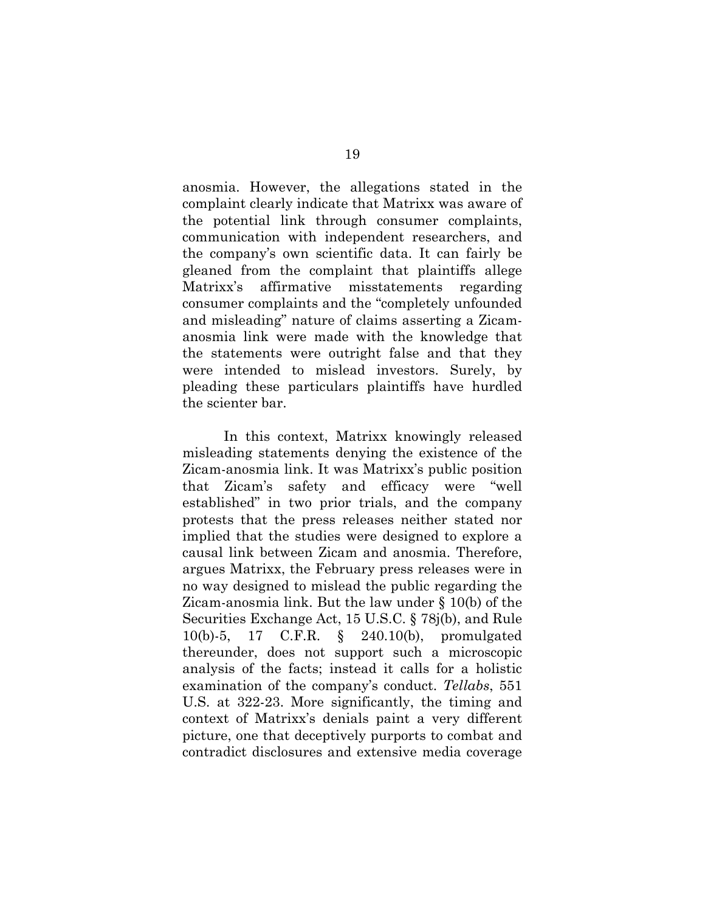anosmia. However, the allegations stated in the complaint clearly indicate that Matrixx was aware of the potential link through consumer complaints, communication with independent researchers, and the company's own scientific data. It can fairly be gleaned from the complaint that plaintiffs allege Matrixx's affirmative misstatements regarding consumer complaints and the "completely unfounded and misleading" nature of claims asserting a Zicam-anosmia link were made with the knowledge that the statements were outright false and that they were intended to mislead investors. Surely, by pleading these particulars plaintiffs have hurdled the scienter bar.

In this context, Matrixx knowingly released misleading statements denying the existence of the Zicam-anosmia link. It was Matrixx's public position that Zicam's safety and efficacy were "well established" in two prior trials, and the company protests that the press releases neither stated nor implied that the studies were designed to explore a causal link between Zicam and anosmia. Therefore, argues Matrixx, the February press releases were in no way designed to mislead the public regarding the Zicam-anosmia link. But the law under § 10(b) of the Securities Exchange Act, 15 U.S.C. § 78j(b), and Rule 10(b)-5, 17 C.F.R. § 240.10(b), promulgated thereunder, does not support such a microscopic analysis of the facts; instead it calls for a holistic examination of the company's conduct. *Tellabs*, 551 U.S. at 322-23. More significantly, the timing and context of Matrixx's denials paint a very different picture, one that deceptively purports to combat and contradict disclosures and extensive media coverage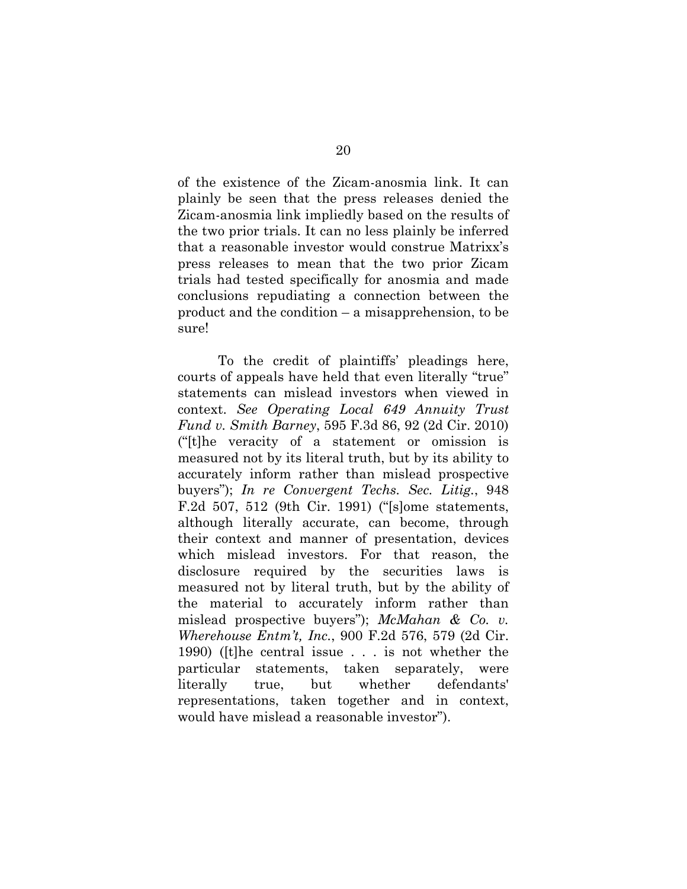of the existence of the Zicam-anosmia link. It can plainly be seen that the press releases denied the Zicam-anosmia link impliedly based on the results of the two prior trials. It can no less plainly be inferred that a reasonable investor would construe Matrixx's press releases to mean that the two prior Zicam trials had tested specifically for anosmia and made conclusions repudiating a connection between the product and the condition – a misapprehension, to be sure!

To the credit of plaintiffs' pleadings here, courts of appeals have held that even literally "true" statements can mislead investors when viewed in context. *See Operating Local 649 Annuity Trust Fund v. Smith Barney*, 595 F.3d 86, 92 (2d Cir. 2010) ("[t]he veracity of a statement or omission is measured not by its literal truth, but by its ability to accurately inform rather than mislead prospective buyers"); *In re Convergent Techs. Sec. Litig.*, 948 F.2d 507, 512 (9th Cir. 1991) ("[s]ome statements, although literally accurate, can become, through their context and manner of presentation, devices which mislead investors. For that reason, the disclosure required by the securities laws is measured not by literal truth, but by the ability of the material to accurately inform rather than mislead prospective buyers"); *McMahan & Co. v. Wherehouse Entm't, Inc.*, 900 F.2d 576, 579 (2d Cir. 1990) ([t]he central issue . . . is not whether the particular statements, taken separately, were literally true, but whether defendants' representations, taken together and in context, would have mislead a reasonable investor").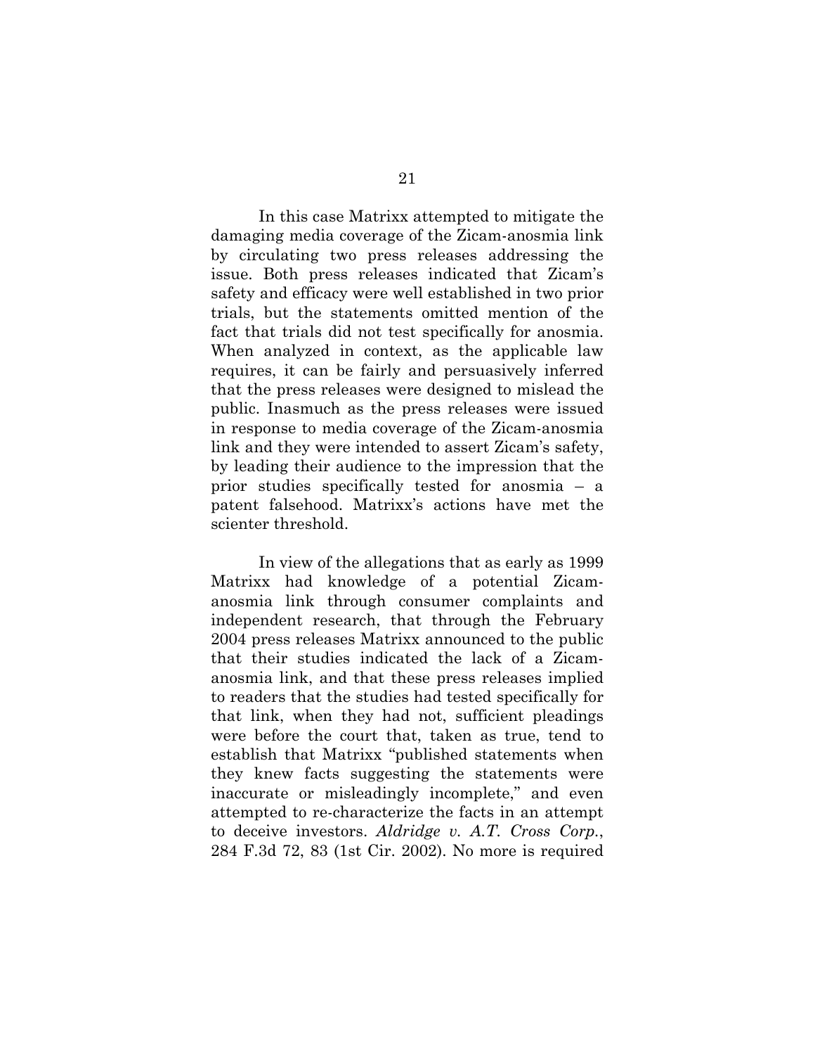In this case Matrixx attempted to mitigate the damaging media coverage of the Zicam-anosmia link by circulating two press releases addressing the issue. Both press releases indicated that Zicam's safety and efficacy were well established in two prior trials, but the statements omitted mention of the fact that trials did not test specifically for anosmia. When analyzed in context, as the applicable law requires, it can be fairly and persuasively inferred that the press releases were designed to mislead the public. Inasmuch as the press releases were issued in response to media coverage of the Zicam-anosmia link and they were intended to assert Zicam's safety, by leading their audience to the impression that the prior studies specifically tested for anosmia – a patent falsehood. Matrixx's actions have met the scienter threshold.

In view of the allegations that as early as 1999 Matrixx had knowledge of a potential Zicam-anosmia link through consumer complaints and independent research, that through the February 2004 press releases Matrixx announced to the public that their studies indicated the lack of a Zicam-anosmia link, and that these press releases implied to readers that the studies had tested specifically for that link, when they had not, sufficient pleadings were before the court that, taken as true, tend to establish that Matrixx "published statements when they knew facts suggesting the statements were inaccurate or misleadingly incomplete," and even attempted to re-characterize the facts in an attempt to deceive investors. *Aldridge v. A.T. Cross Corp.*, 284 F.3d 72, 83 (1st Cir. 2002). No more is required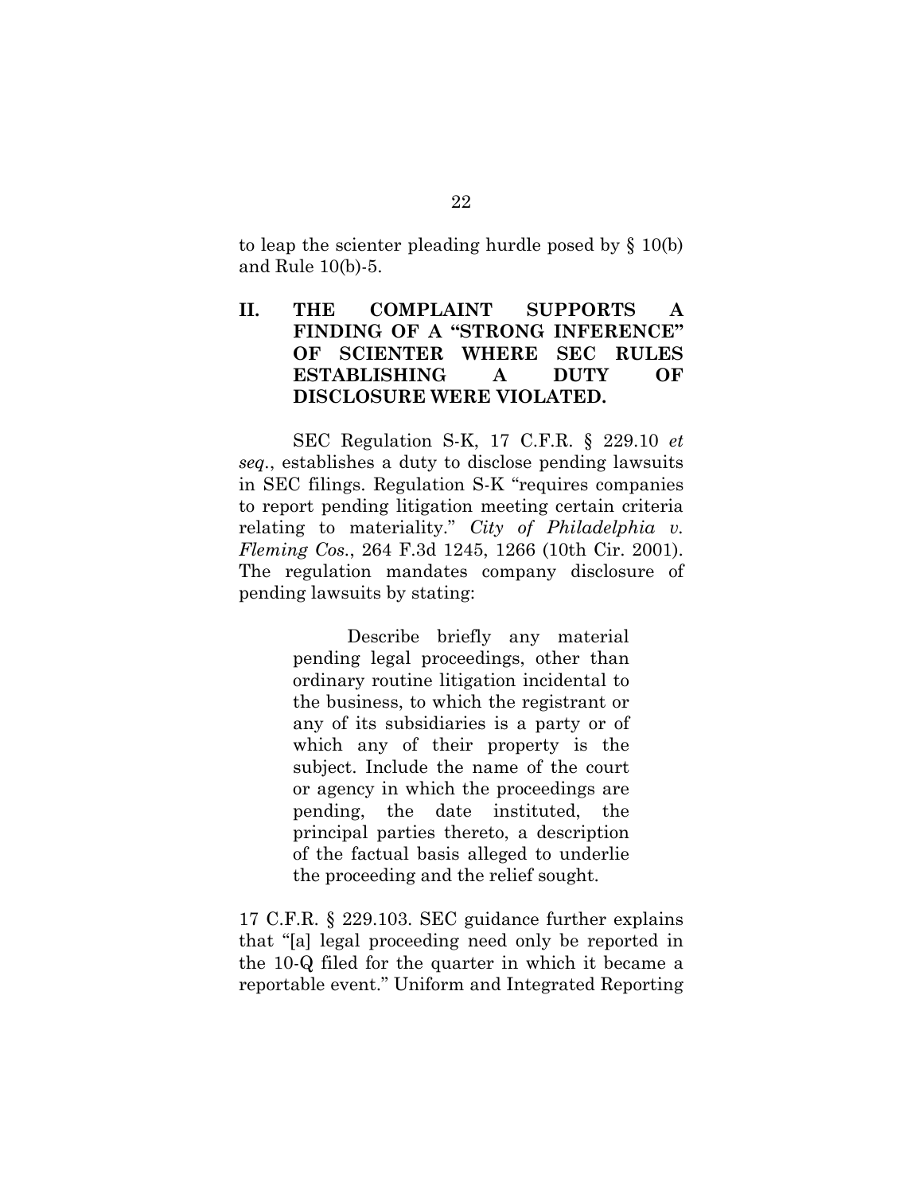to leap the scienter pleading hurdle posed by § 10(b) and Rule 10(b)-5.

## II. THE COMPLAINT SUPPORTS A FINDING OF A "STRONG INFERENCE" OF SCIENTER WHERE SEC RULES ESTABLISHING A DUTY OF DISCLOSURE WERE VIOLATED.

SEC Regulation S-K, 17 C.F.R. § 229.10 *et seq.*, establishes a duty to disclose pending lawsuits in SEC filings. Regulation S-K "requires companies to report pending litigation meeting certain criteria relating to materiality." *City of Philadelphia v. Fleming Cos.*, 264 F.3d 1245, 1266 (10th Cir. 2001). The regulation mandates company disclosure of pending lawsuits by stating:

> Describe briefly any material pending legal proceedings, other than ordinary routine litigation incidental to the business, to which the registrant or any of its subsidiaries is a party or of which any of their property is the subject. Include the name of the court or agency in which the proceedings are pending, the date instituted, the principal parties thereto, a description of the factual basis alleged to underlie the proceeding and the relief sought.

17 C.F.R. § 229.103. SEC guidance further explains that "[a] legal proceeding need only be reported in the 10-Q filed for the quarter in which it became a reportable event." Uniform and Integrated Reporting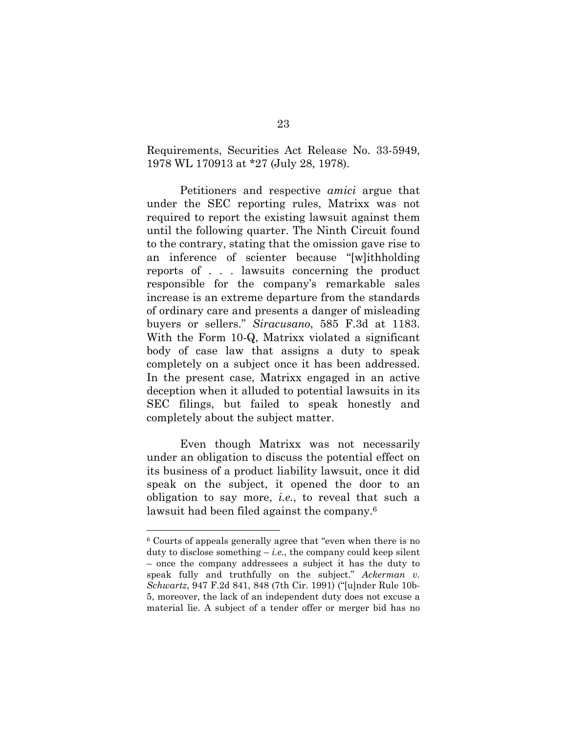Requirements, Securities Act Release No. 33-5949, 1978 WL 170913 at *27 (July 28, 1978).

Petitioners and respective *amici* argue that under the SEC reporting rules, Matrixx was not required to report the existing lawsuit against them until the following quarter. The Ninth Circuit found to the contrary, stating that the omission gave rise to an inference of scienter because "[w]ithholding reports of . . . lawsuits concerning the product responsible for the company's remarkable sales increase is an extreme departure from the standards of ordinary care and presents a danger of misleading buyers or sellers." *Siracusano*, 585 F.3d at 1183. With the Form 10-Q, Matrixx violated a significant body of case law that assigns a duty to speak completely on a subject once it has been addressed. In the present case, Matrixx engaged in an active deception when it alluded to potential lawsuits in its SEC filings, but failed to speak honestly and completely about the subject matter.

Even though Matrixx was not necessarily under an obligation to discuss the potential effect on its business of a product liability lawsuit, once it did speak on the subject, it opened the door to an obligation to say more, *i.e.*, to reveal that such a lawsuit had been filed against the company.[6]

---

[6] Courts of appeals generally agree that "even when there is no duty to disclose something – *i.e.*, the company could keep silent – once the company addressees a subject it has the duty to speak fully and truthfully on the subject." *Ackerman v. Schwartz*, 947 F.2d 841, 848 (7th Cir. 1991) ("[u]nder Rule 10b-5, moreover, the lack of an independent duty does not excuse a material lie. A subject of a tender offer or merger bid has no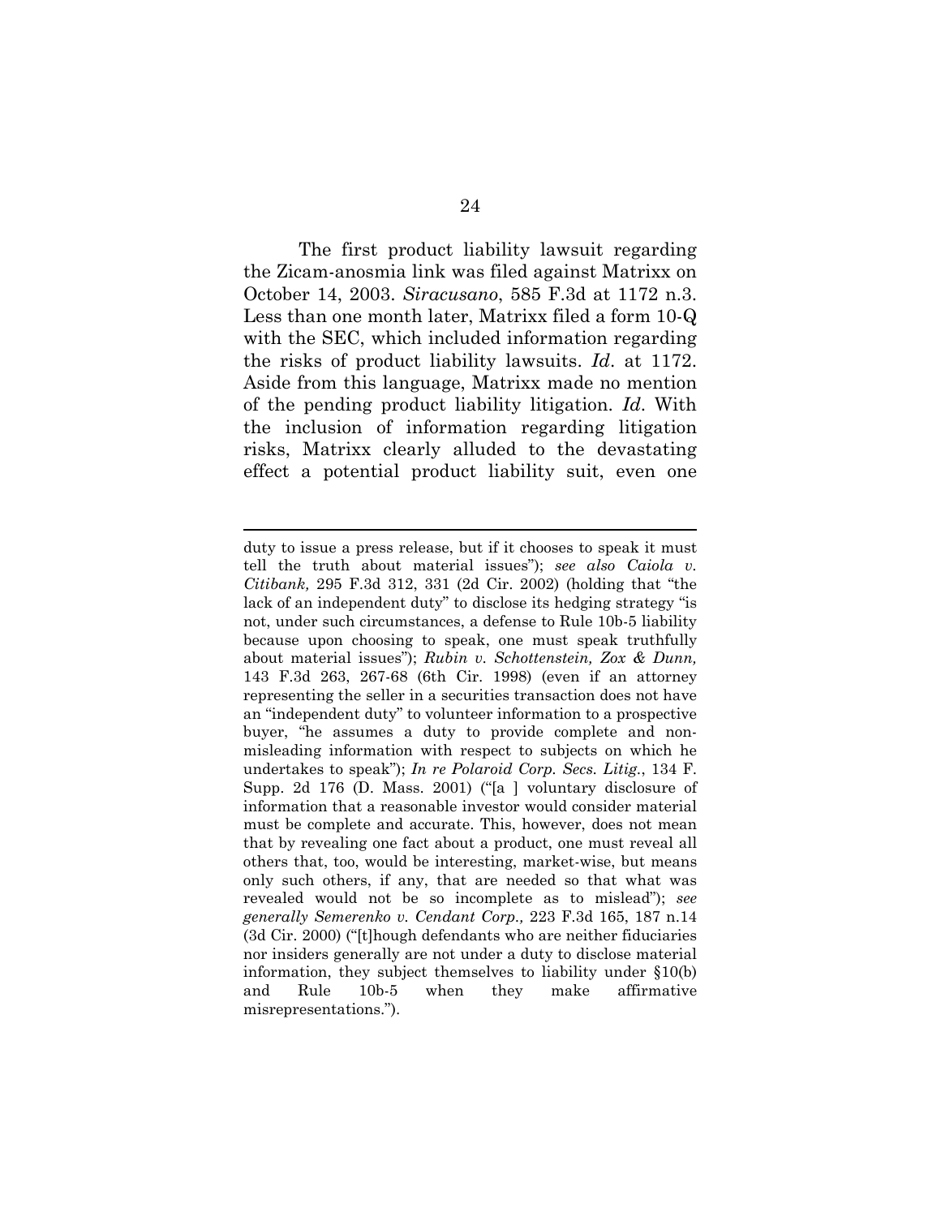The first product liability lawsuit regarding the Zicam-anosmia link was filed against Matrixx on October 14, 2003. *Siracusano*, 585 F.3d at 1172 n.3. Less than one month later, Matrixx filed a form 10-Q with the SEC, which included information regarding the risks of product liability lawsuits. *Id*. at 1172. Aside from this language, Matrixx made no mention of the pending product liability litigation. *Id*. With the inclusion of information regarding litigation risks, Matrixx clearly alluded to the devastating effect a potential product liability suit, even one

---

duty to issue a press release, but if it chooses to speak it must tell the truth about material issues"); *see also Caiola v. Citibank,* 295 F.3d 312, 331 (2d Cir. 2002) (holding that "the lack of an independent duty" to disclose its hedging strategy "is not, under such circumstances, a defense to Rule 10b-5 liability because upon choosing to speak, one must speak truthfully about material issues"); *Rubin v. Schottenstein, Zox & Dunn,* 143 F.3d 263, 267-68 (6th Cir. 1998) (even if an attorney representing the seller in a securities transaction does not have an "independent duty" to volunteer information to a prospective buyer, "he assumes a duty to provide complete and non-misleading information with respect to subjects on which he undertakes to speak"); *In re Polaroid Corp. Secs. Litig.*, 134 F. Supp. 2d 176 (D. Mass. 2001) ("[a ] voluntary disclosure of information that a reasonable investor would consider material must be complete and accurate. This, however, does not mean that by revealing one fact about a product, one must reveal all others that, too, would be interesting, market-wise, but means only such others, if any, that are needed so that what was revealed would not be so incomplete as to mislead"); *see generally Semerenko v. Cendant Corp.,* 223 F.3d 165, 187 n.14 (3d Cir. 2000) ("[t]hough defendants who are neither fiduciaries nor insiders generally are not under a duty to disclose material information, they subject themselves to liability under §10(b) and Rule 10b-5 when they make affirmative misrepresentations.").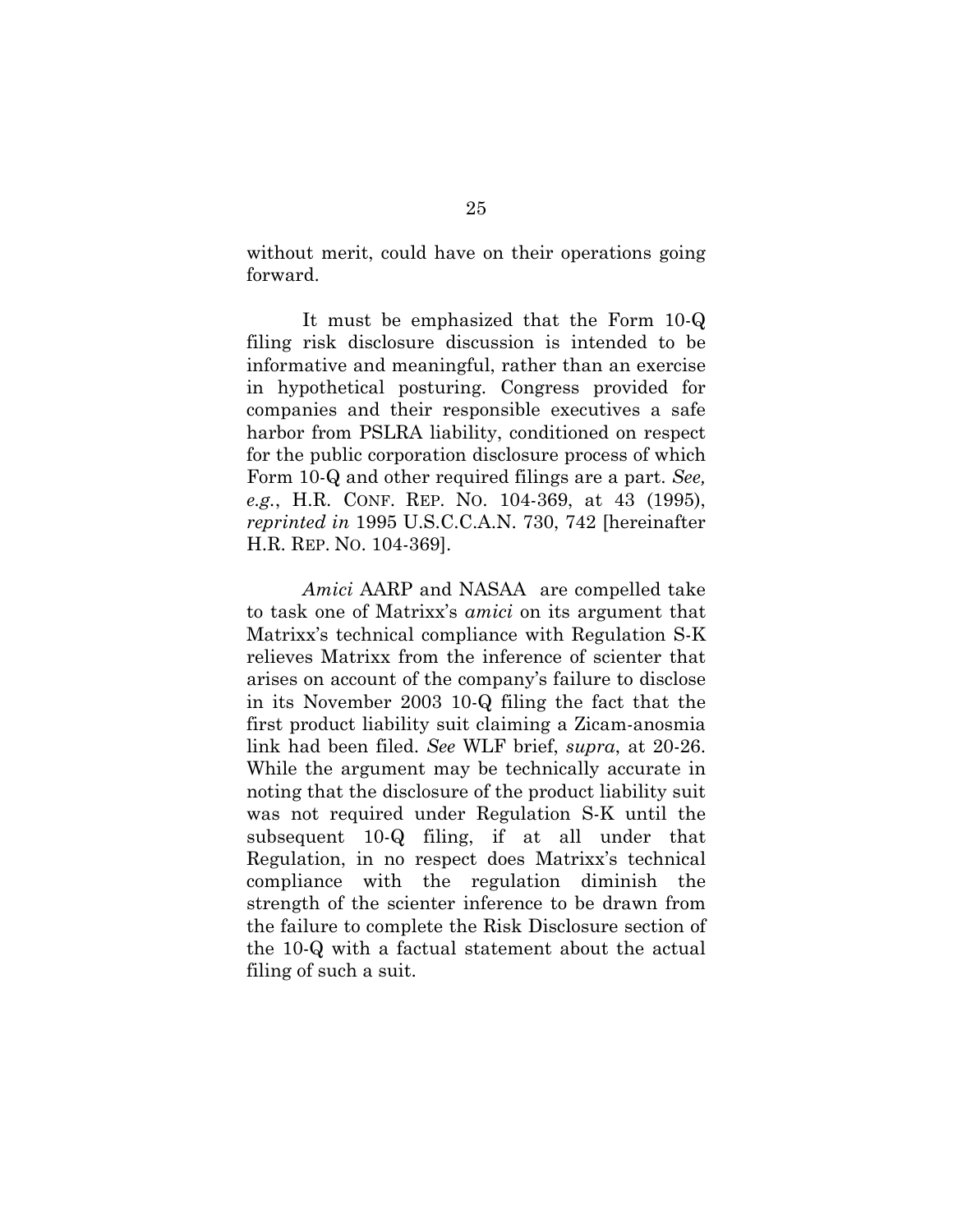without merit, could have on their operations going forward.

It must be emphasized that the Form 10-Q filing risk disclosure discussion is intended to be informative and meaningful, rather than an exercise in hypothetical posturing. Congress provided for companies and their responsible executives a safe harbor from PSLRA liability, conditioned on respect for the public corporation disclosure process of which Form 10-Q and other required filings are a part. *See, e.g.*, H.R. CONF. REP. NO. 104-369, at 43 (1995), *reprinted in* 1995 U.S.C.C.A.N. 730, 742 [hereinafter H.R. REP. NO. 104-369].

*Amici* AARP and NASAA are compelled take to task one of Matrixx's *amici* on its argument that Matrixx's technical compliance with Regulation S-K relieves Matrixx from the inference of scienter that arises on account of the company's failure to disclose in its November 2003 10-Q filing the fact that the first product liability suit claiming a Zicam-anosmia link had been filed. *See* WLF brief, *supra*, at 20-26. While the argument may be technically accurate in noting that the disclosure of the product liability suit was not required under Regulation S-K until the subsequent 10-Q filing, if at all under that Regulation, in no respect does Matrixx's technical compliance with the regulation diminish the strength of the scienter inference to be drawn from the failure to complete the Risk Disclosure section of the 10-Q with a factual statement about the actual filing of such a suit.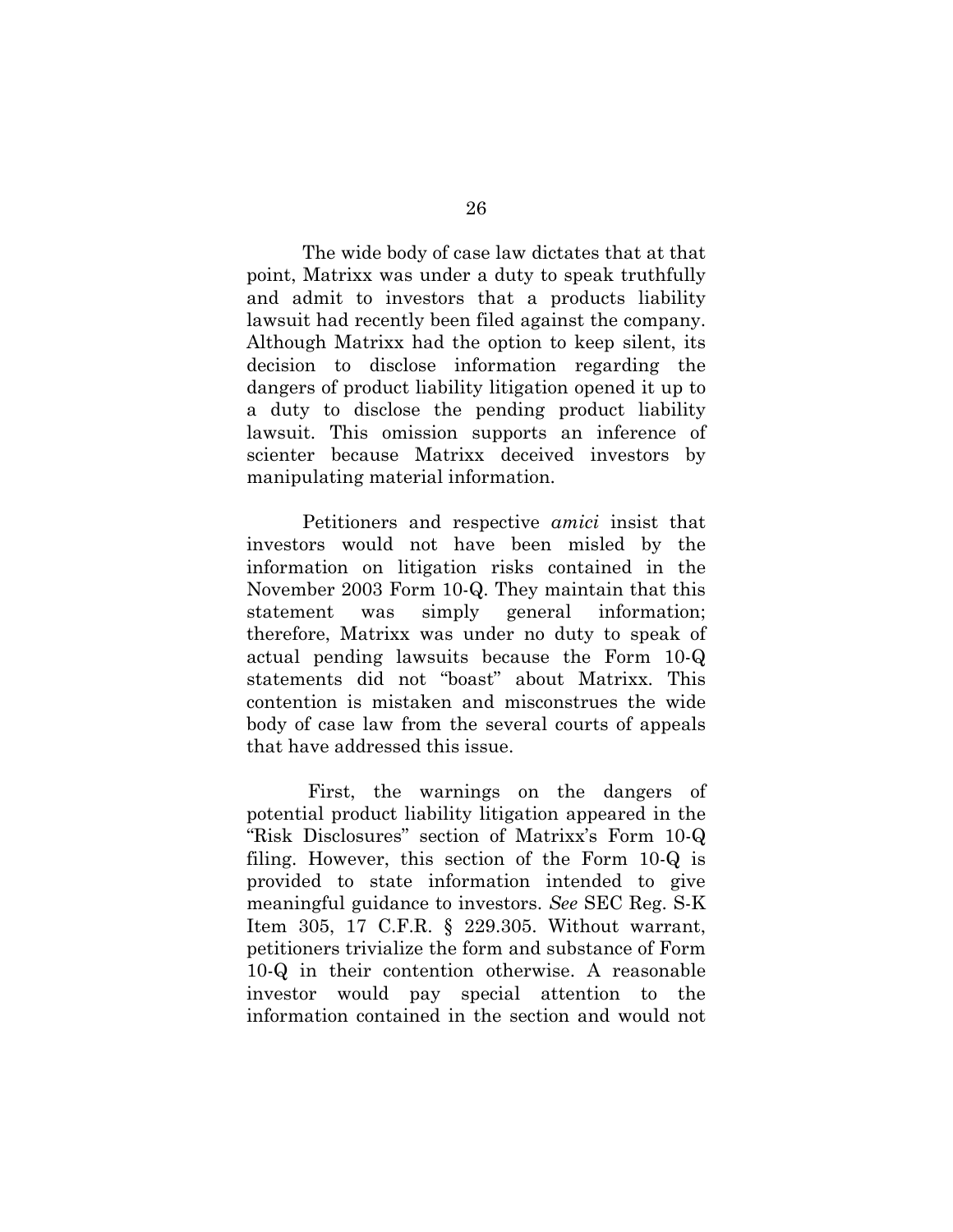The wide body of case law dictates that at that point, Matrixx was under a duty to speak truthfully and admit to investors that a products liability lawsuit had recently been filed against the company. Although Matrixx had the option to keep silent, its decision to disclose information regarding the dangers of product liability litigation opened it up to a duty to disclose the pending product liability lawsuit. This omission supports an inference of scienter because Matrixx deceived investors by manipulating material information.

Petitioners and respective *amici* insist that investors would not have been misled by the information on litigation risks contained in the November 2003 Form 10-Q. They maintain that this statement was simply general information; therefore, Matrixx was under no duty to speak of actual pending lawsuits because the Form 10-Q statements did not "boast" about Matrixx. This contention is mistaken and misconstrues the wide body of case law from the several courts of appeals that have addressed this issue.

First, the warnings on the dangers of potential product liability litigation appeared in the "Risk Disclosures" section of Matrixx's Form 10-Q filing. However, this section of the Form 10-Q is provided to state information intended to give meaningful guidance to investors. *See* SEC Reg. S-K Item 305, 17 C.F.R. § 229.305. Without warrant, petitioners trivialize the form and substance of Form 10-Q in their contention otherwise. A reasonable investor would pay special attention to the information contained in the section and would not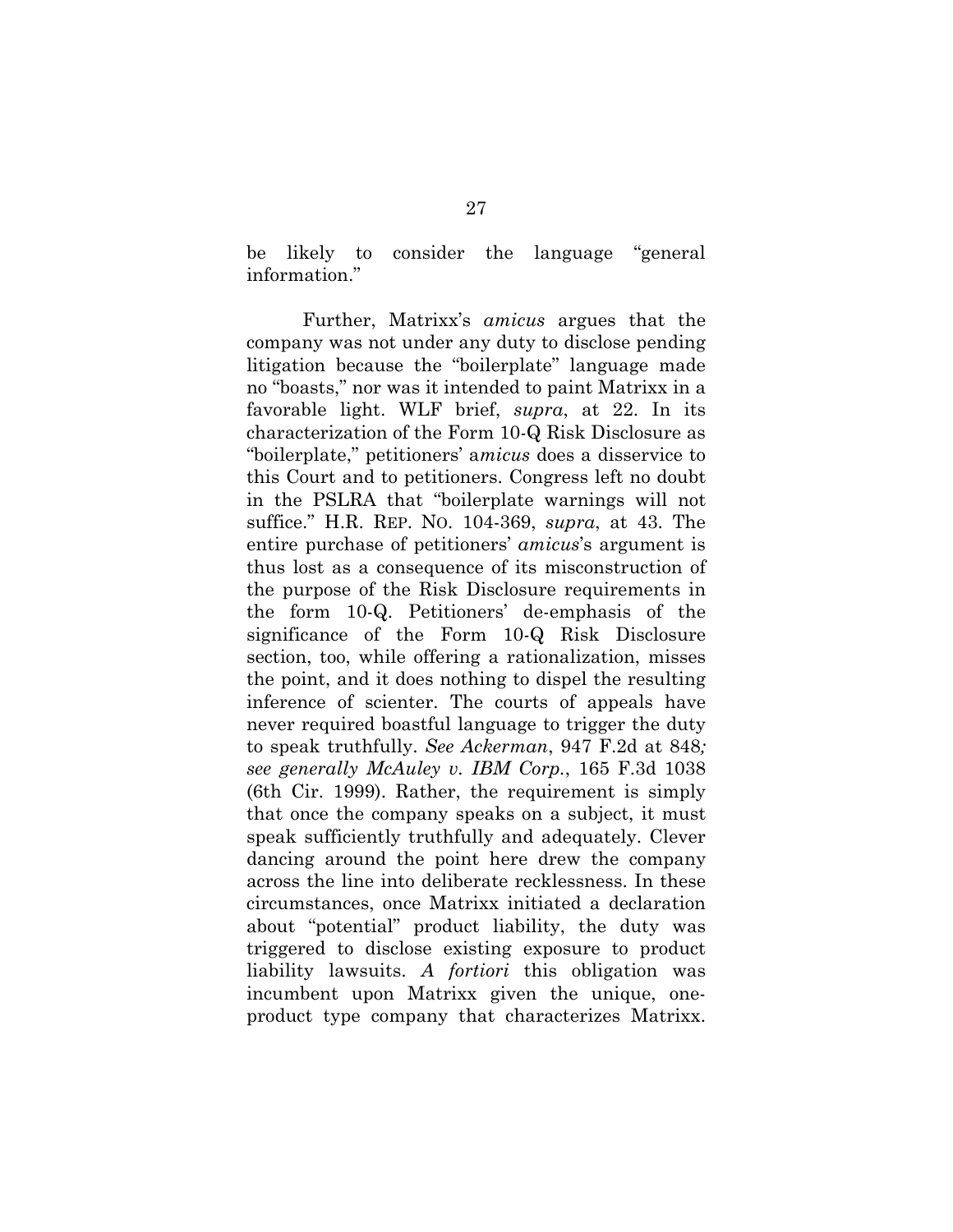be likely to consider the language "general information."

Further, Matrixx's *amicus* argues that the company was not under any duty to disclose pending litigation because the "boilerplate" language made no "boasts," nor was it intended to paint Matrixx in a favorable light. WLF brief, *supra*, at 22. In its characterization of the Form 10-Q Risk Disclosure as "boilerplate," petitioners' a*micus* does a disservice to this Court and to petitioners. Congress left no doubt in the PSLRA that "boilerplate warnings will not suffice." H.R. REP. NO. 104-369, *supra*, at 43. The entire purchase of petitioners' *amicus*'s argument is thus lost as a consequence of its misconstruction of the purpose of the Risk Disclosure requirements in the form 10-Q. Petitioners' de-emphasis of the significance of the Form 10-Q Risk Disclosure section, too, while offering a rationalization, misses the point, and it does nothing to dispel the resulting inference of scienter. The courts of appeals have never required boastful language to trigger the duty to speak truthfully. *See Ackerman*, 947 F.2d at 848*; see generally McAuley v. IBM Corp.*, 165 F.3d 1038 (6th Cir. 1999). Rather, the requirement is simply that once the company speaks on a subject, it must speak sufficiently truthfully and adequately. Clever dancing around the point here drew the company across the line into deliberate recklessness. In these circumstances, once Matrixx initiated a declaration about "potential" product liability, the duty was triggered to disclose existing exposure to product liability lawsuits. *A fortiori* this obligation was incumbent upon Matrixx given the unique, one-product type company that characterizes Matrixx.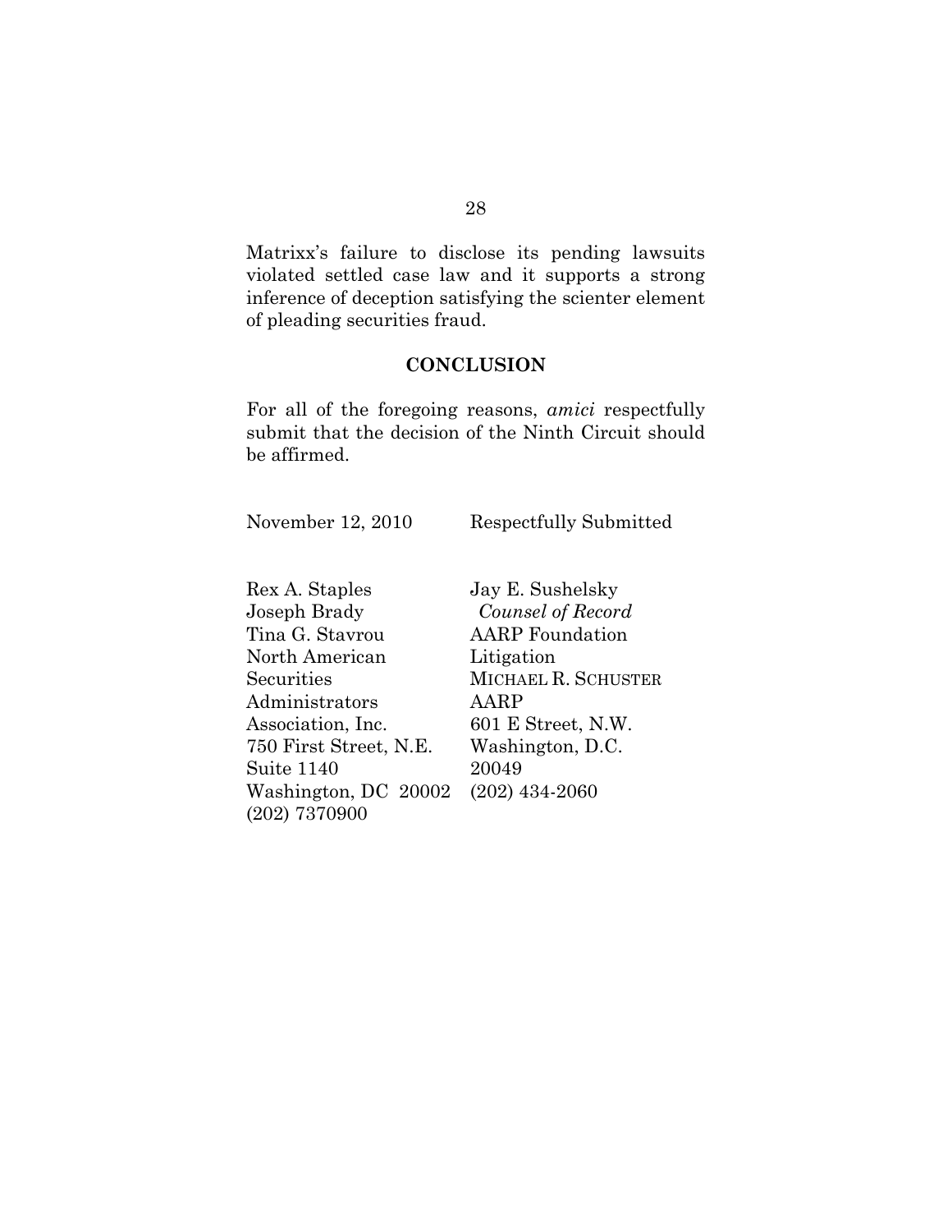Matrixx's failure to disclose its pending lawsuits violated settled case law and it supports a strong inference of deception satisfying the scienter element of pleading securities fraud.

## CONCLUSION

For all of the foregoing reasons, *amici* respectfully submit that the decision of the Ninth Circuit should be affirmed.

November 12, 2010

Respectfully Submitted

Rex A. Staples
Joseph Brady
Tina G. Stavrou
North American Securities Administrators Association, Inc.
750 First Street, N.E.
Suite 1140
Washington, DC 20002
(202) 7370900

Jay E. Sushelsky
*Counsel of Record*
AARP Foundation Litigation
MICHAEL R. SCHUSTER
AARP
601 E Street, N.W.
Washington, D.C. 20049
(202) 434-2060